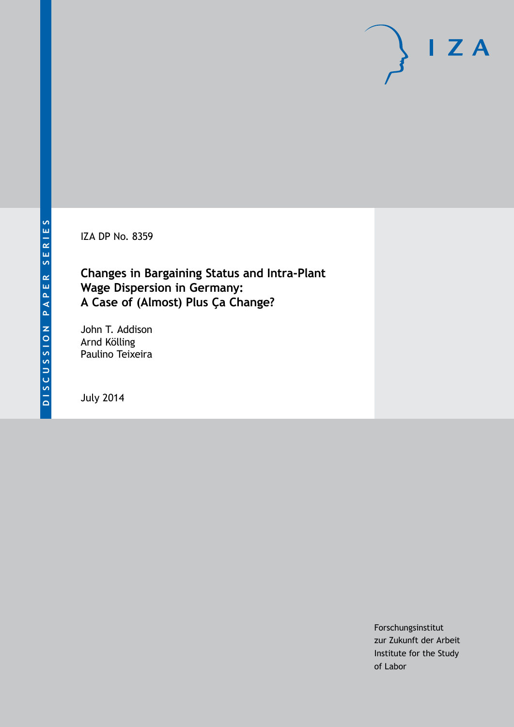DISCUSSION PAPER SERIES

IZA

IZA DP No. 8359

# Changes in Bargaining Status and Intra-Plant Wage Dispersion in Germany: A Case of (Almost) Plus Ça Change?

John T. Addison
Arnd Kölling
Paulino Teixeira

July 2014

Forschungsinstitut
zur Zukunft der Arbeit
Institute for the Study
of Labor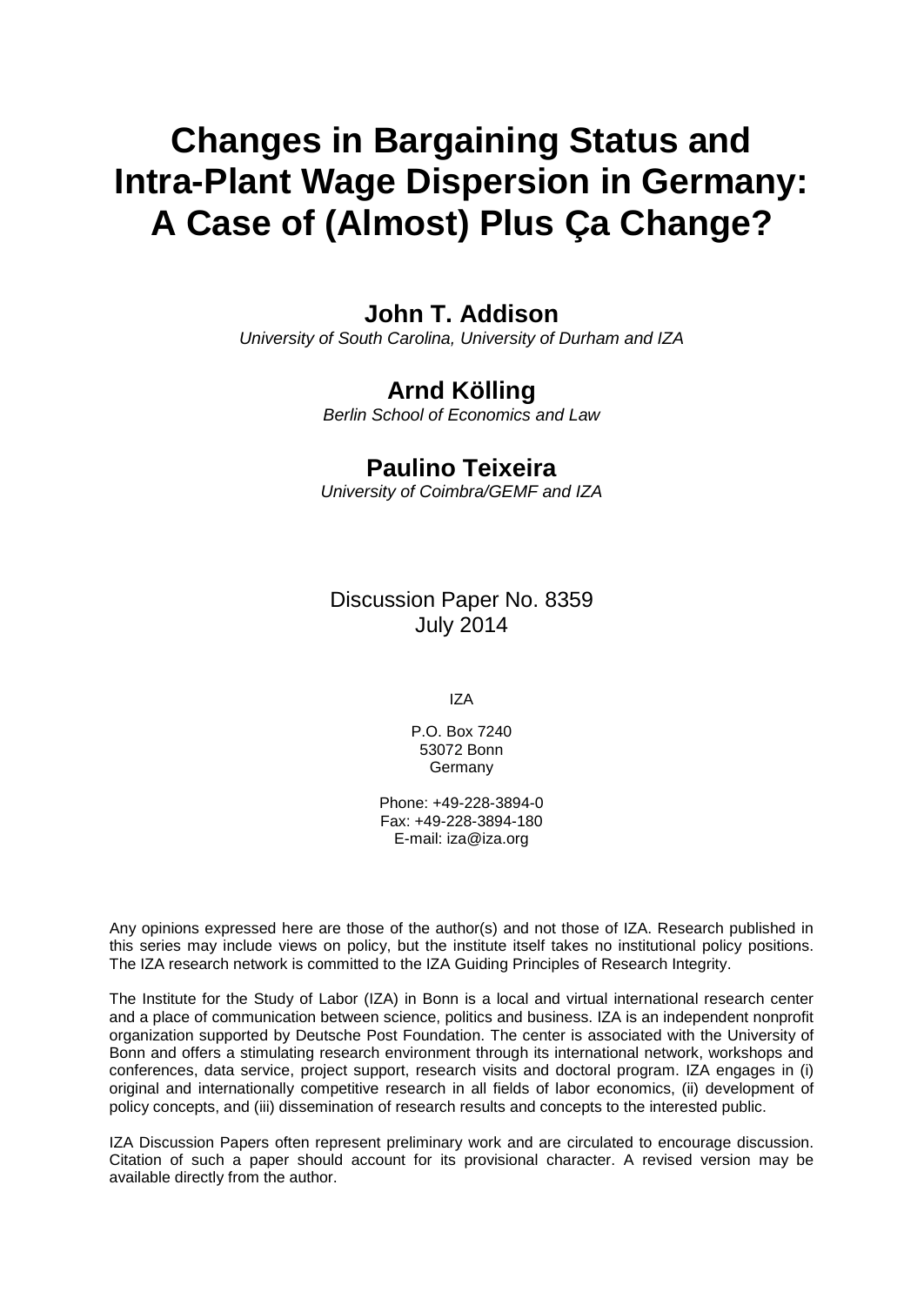# Changes in Bargaining Status and Intra-Plant Wage Dispersion in Germany: A Case of (Almost) Plus Ça Change?

**John T. Addison**
*University of South Carolina, University of Durham and IZA*

**Arnd Kölling**
*Berlin School of Economics and Law*

**Paulino Teixeira**
*University of Coimbra/GEMF and IZA*

Discussion Paper No. 8359
July 2014

IZA

P.O. Box 7240
53072 Bonn
Germany

Phone: +49-228-3894-0
Fax: +49-228-3894-180
E-mail: iza@iza.org

Any opinions expressed here are those of the author(s) and not those of IZA. Research published in this series may include views on policy, but the institute itself takes no institutional policy positions. The IZA research network is committed to the IZA Guiding Principles of Research Integrity.

The Institute for the Study of Labor (IZA) in Bonn is a local and virtual international research center and a place of communication between science, politics and business. IZA is an independent nonprofit organization supported by Deutsche Post Foundation. The center is associated with the University of Bonn and offers a stimulating research environment through its international network, workshops and conferences, data service, project support, research visits and doctoral program. IZA engages in (i) original and internationally competitive research in all fields of labor economics, (ii) development of policy concepts, and (iii) dissemination of research results and concepts to the interested public.

IZA Discussion Papers often represent preliminary work and are circulated to encourage discussion. Citation of such a paper should account for its provisional character. A revised version may be available directly from the author.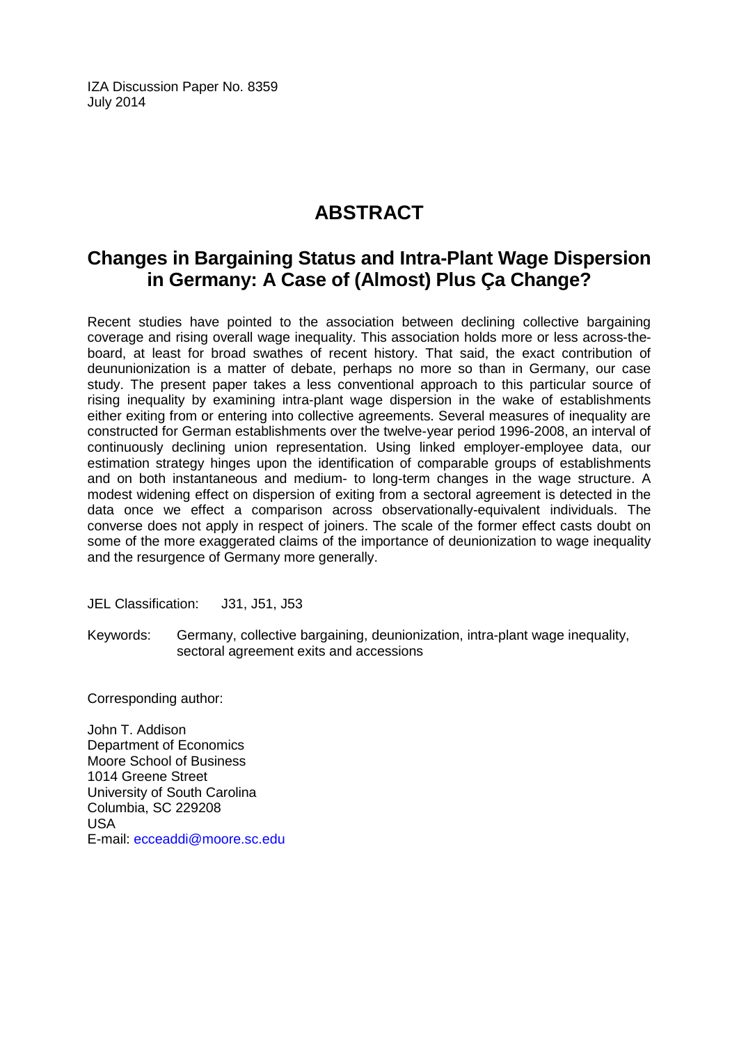IZA Discussion Paper No. 8359
July 2014

# ABSTRACT

## Changes in Bargaining Status and Intra-Plant Wage Dispersion in Germany: A Case of (Almost) Plus Ça Change?

Recent studies have pointed to the association between declining collective bargaining coverage and rising overall wage inequality. This association holds more or less across-the-board, at least for broad swathes of recent history. That said, the exact contribution of deununionization is a matter of debate, perhaps no more so than in Germany, our case study. The present paper takes a less conventional approach to this particular source of rising inequality by examining intra-plant wage dispersion in the wake of establishments either exiting from or entering into collective agreements. Several measures of inequality are constructed for German establishments over the twelve-year period 1996-2008, an interval of continuously declining union representation. Using linked employer-employee data, our estimation strategy hinges upon the identification of comparable groups of establishments and on both instantaneous and medium- to long-term changes in the wage structure. A modest widening effect on dispersion of exiting from a sectoral agreement is detected in the data once we effect a comparison across observationally-equivalent individuals. The converse does not apply in respect of joiners. The scale of the former effect casts doubt on some of the more exaggerated claims of the importance of deunionization to wage inequality and the resurgence of Germany more generally.

JEL Classification: J31, J51, J53

Keywords: Germany, collective bargaining, deunionization, intra-plant wage inequality, sectoral agreement exits and accessions

Corresponding author:

John T. Addison
Department of Economics
Moore School of Business
1014 Greene Street
University of South Carolina
Columbia, SC 229208
USA
E-mail: ecceaddi@moore.sc.edu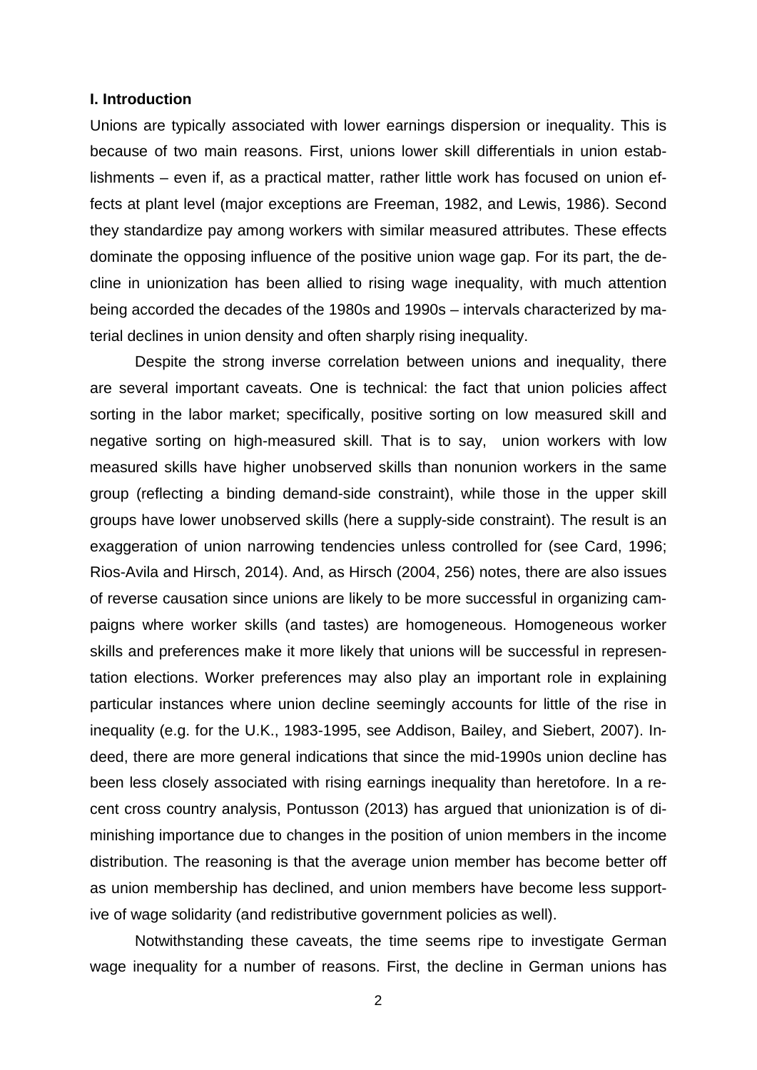## I. Introduction

Unions are typically associated with lower earnings dispersion or inequality. This is because of two main reasons. First, unions lower skill differentials in union establishments – even if, as a practical matter, rather little work has focused on union effects at plant level (major exceptions are Freeman, 1982, and Lewis, 1986). Second they standardize pay among workers with similar measured attributes. These effects dominate the opposing influence of the positive union wage gap. For its part, the decline in unionization has been allied to rising wage inequality, with much attention being accorded the decades of the 1980s and 1990s – intervals characterized by material declines in union density and often sharply rising inequality.

Despite the strong inverse correlation between unions and inequality, there are several important caveats. One is technical: the fact that union policies affect sorting in the labor market; specifically, positive sorting on low measured skill and negative sorting on high-measured skill. That is to say, union workers with low measured skills have higher unobserved skills than nonunion workers in the same group (reflecting a binding demand-side constraint), while those in the upper skill groups have lower unobserved skills (here a supply-side constraint). The result is an exaggeration of union narrowing tendencies unless controlled for (see Card, 1996; Rios-Avila and Hirsch, 2014). And, as Hirsch (2004, 256) notes, there are also issues of reverse causation since unions are likely to be more successful in organizing campaigns where worker skills (and tastes) are homogeneous. Homogeneous worker skills and preferences make it more likely that unions will be successful in representation elections. Worker preferences may also play an important role in explaining particular instances where union decline seemingly accounts for little of the rise in inequality (e.g. for the U.K., 1983-1995, see Addison, Bailey, and Siebert, 2007). Indeed, there are more general indications that since the mid-1990s union decline has been less closely associated with rising earnings inequality than heretofore. In a recent cross country analysis, Pontusson (2013) has argued that unionization is of diminishing importance due to changes in the position of union members in the income distribution. The reasoning is that the average union member has become better off as union membership has declined, and union members have become less supportive of wage solidarity (and redistributive government policies as well).

Notwithstanding these caveats, the time seems ripe to investigate German wage inequality for a number of reasons. First, the decline in German unions has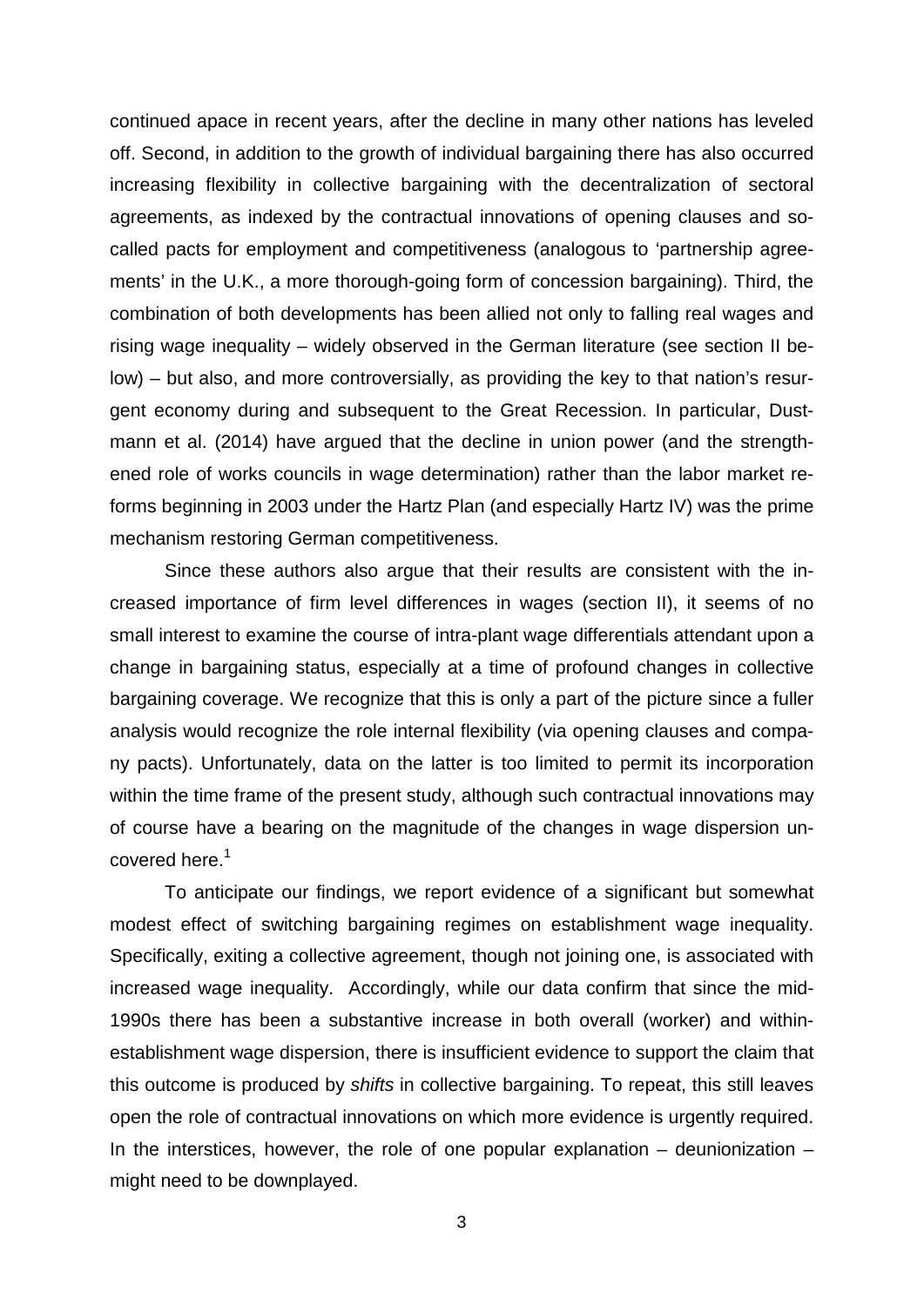continued apace in recent years, after the decline in many other nations has leveled off. Second, in addition to the growth of individual bargaining there has also occurred increasing flexibility in collective bargaining with the decentralization of sectoral agreements, as indexed by the contractual innovations of opening clauses and so-called pacts for employment and competitiveness (analogous to 'partnership agreements' in the U.K., a more thorough-going form of concession bargaining). Third, the combination of both developments has been allied not only to falling real wages and rising wage inequality – widely observed in the German literature (see section II below) – but also, and more controversially, as providing the key to that nation's resurgent economy during and subsequent to the Great Recession. In particular, Dustmann et al. (2014) have argued that the decline in union power (and the strengthened role of works councils in wage determination) rather than the labor market reforms beginning in 2003 under the Hartz Plan (and especially Hartz IV) was the prime mechanism restoring German competitiveness.

Since these authors also argue that their results are consistent with the increased importance of firm level differences in wages (section II), it seems of no small interest to examine the course of intra-plant wage differentials attendant upon a change in bargaining status, especially at a time of profound changes in collective bargaining coverage. We recognize that this is only a part of the picture since a fuller analysis would recognize the role internal flexibility (via opening clauses and company pacts). Unfortunately, data on the latter is too limited to permit its incorporation within the time frame of the present study, although such contractual innovations may of course have a bearing on the magnitude of the changes in wage dispersion uncovered here.[1]

To anticipate our findings, we report evidence of a significant but somewhat modest effect of switching bargaining regimes on establishment wage inequality. Specifically, exiting a collective agreement, though not joining one, is associated with increased wage inequality. Accordingly, while our data confirm that since the mid-1990s there has been a substantive increase in both overall (worker) and within-establishment wage dispersion, there is insufficient evidence to support the claim that this outcome is produced by *shifts* in collective bargaining. To repeat, this still leaves open the role of contractual innovations on which more evidence is urgently required. In the interstices, however, the role of one popular explanation – deunionization – might need to be downplayed.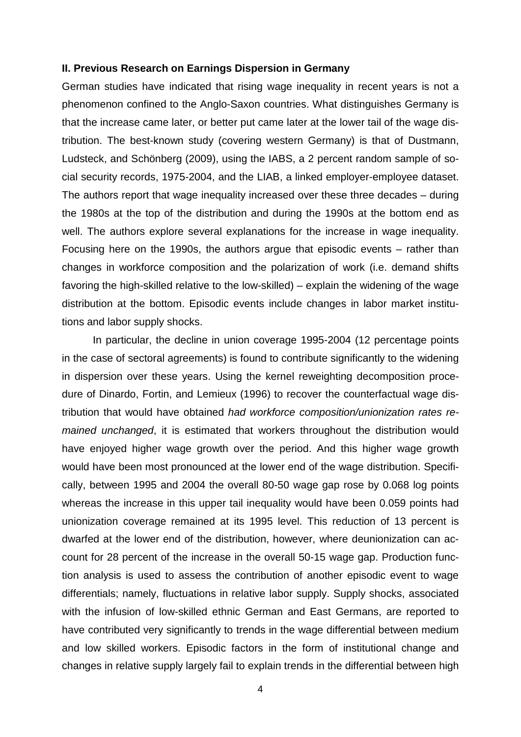## II. Previous Research on Earnings Dispersion in Germany

German studies have indicated that rising wage inequality in recent years is not a phenomenon confined to the Anglo-Saxon countries. What distinguishes Germany is that the increase came later, or better put came later at the lower tail of the wage distribution. The best-known study (covering western Germany) is that of Dustmann, Ludsteck, and Schönberg (2009), using the IABS, a 2 percent random sample of social security records, 1975-2004, and the LIAB, a linked employer-employee dataset. The authors report that wage inequality increased over these three decades – during the 1980s at the top of the distribution and during the 1990s at the bottom end as well. The authors explore several explanations for the increase in wage inequality. Focusing here on the 1990s, the authors argue that episodic events – rather than changes in workforce composition and the polarization of work (i.e. demand shifts favoring the high-skilled relative to the low-skilled) – explain the widening of the wage distribution at the bottom. Episodic events include changes in labor market institutions and labor supply shocks.

In particular, the decline in union coverage 1995-2004 (12 percentage points in the case of sectoral agreements) is found to contribute significantly to the widening in dispersion over these years. Using the kernel reweighting decomposition procedure of Dinardo, Fortin, and Lemieux (1996) to recover the counterfactual wage distribution that would have obtained *had workforce composition/unionization rates remained unchanged*, it is estimated that workers throughout the distribution would have enjoyed higher wage growth over the period. And this higher wage growth would have been most pronounced at the lower end of the wage distribution. Specifically, between 1995 and 2004 the overall 80-50 wage gap rose by 0.068 log points whereas the increase in this upper tail inequality would have been 0.059 points had unionization coverage remained at its 1995 level. This reduction of 13 percent is dwarfed at the lower end of the distribution, however, where deunionization can account for 28 percent of the increase in the overall 50-15 wage gap. Production function analysis is used to assess the contribution of another episodic event to wage differentials; namely, fluctuations in relative labor supply. Supply shocks, associated with the infusion of low-skilled ethnic German and East Germans, are reported to have contributed very significantly to trends in the wage differential between medium and low skilled workers. Episodic factors in the form of institutional change and changes in relative supply largely fail to explain trends in the differential between high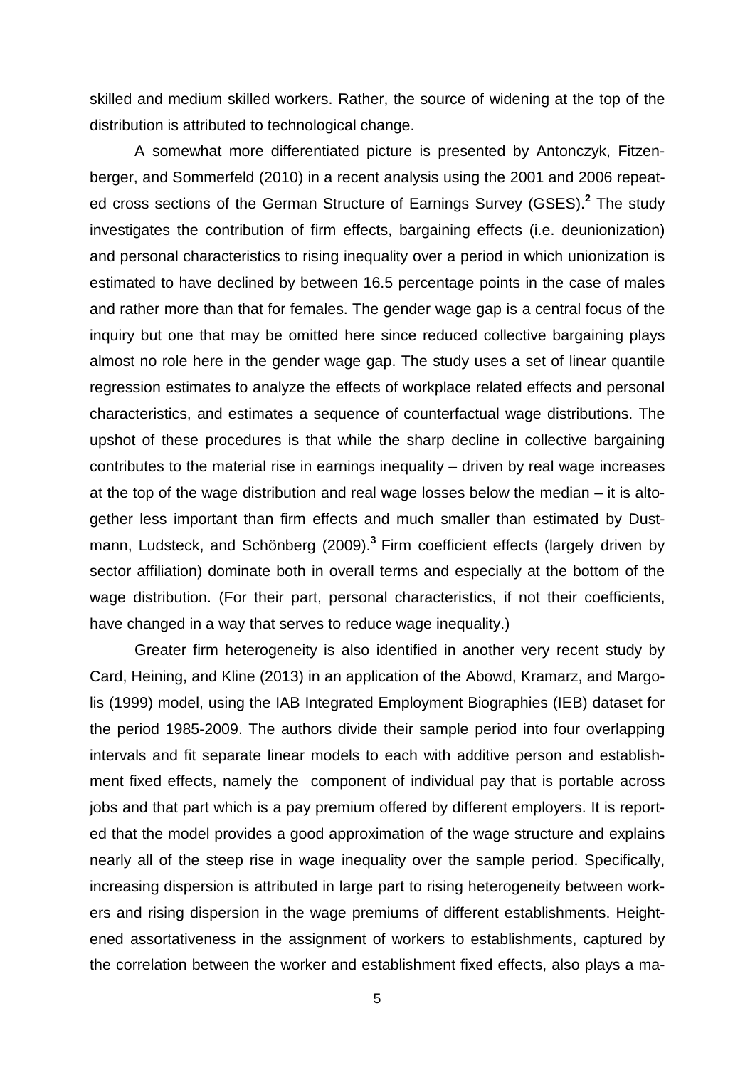skilled and medium skilled workers. Rather, the source of widening at the top of the distribution is attributed to technological change.

A somewhat more differentiated picture is presented by Antonczyk, Fitzenberger, and Sommerfeld (2010) in a recent analysis using the 2001 and 2006 repeated cross sections of the German Structure of Earnings Survey (GSES).[2] The study investigates the contribution of firm effects, bargaining effects (i.e. deunionization) and personal characteristics to rising inequality over a period in which unionization is estimated to have declined by between 16.5 percentage points in the case of males and rather more than that for females. The gender wage gap is a central focus of the inquiry but one that may be omitted here since reduced collective bargaining plays almost no role here in the gender wage gap. The study uses a set of linear quantile regression estimates to analyze the effects of workplace related effects and personal characteristics, and estimates a sequence of counterfactual wage distributions. The upshot of these procedures is that while the sharp decline in collective bargaining contributes to the material rise in earnings inequality – driven by real wage increases at the top of the wage distribution and real wage losses below the median – it is altogether less important than firm effects and much smaller than estimated by Dustmann, Ludsteck, and Schönberg (2009).[3] Firm coefficient effects (largely driven by sector affiliation) dominate both in overall terms and especially at the bottom of the wage distribution. (For their part, personal characteristics, if not their coefficients, have changed in a way that serves to reduce wage inequality.)

Greater firm heterogeneity is also identified in another very recent study by Card, Heining, and Kline (2013) in an application of the Abowd, Kramarz, and Margolis (1999) model, using the IAB Integrated Employment Biographies (IEB) dataset for the period 1985-2009. The authors divide their sample period into four overlapping intervals and fit separate linear models to each with additive person and establishment fixed effects, namely the component of individual pay that is portable across jobs and that part which is a pay premium offered by different employers. It is reported that the model provides a good approximation of the wage structure and explains nearly all of the steep rise in wage inequality over the sample period. Specifically, increasing dispersion is attributed in large part to rising heterogeneity between workers and rising dispersion in the wage premiums of different establishments. Heightened assortativeness in the assignment of workers to establishments, captured by the correlation between the worker and establishment fixed effects, also plays a ma-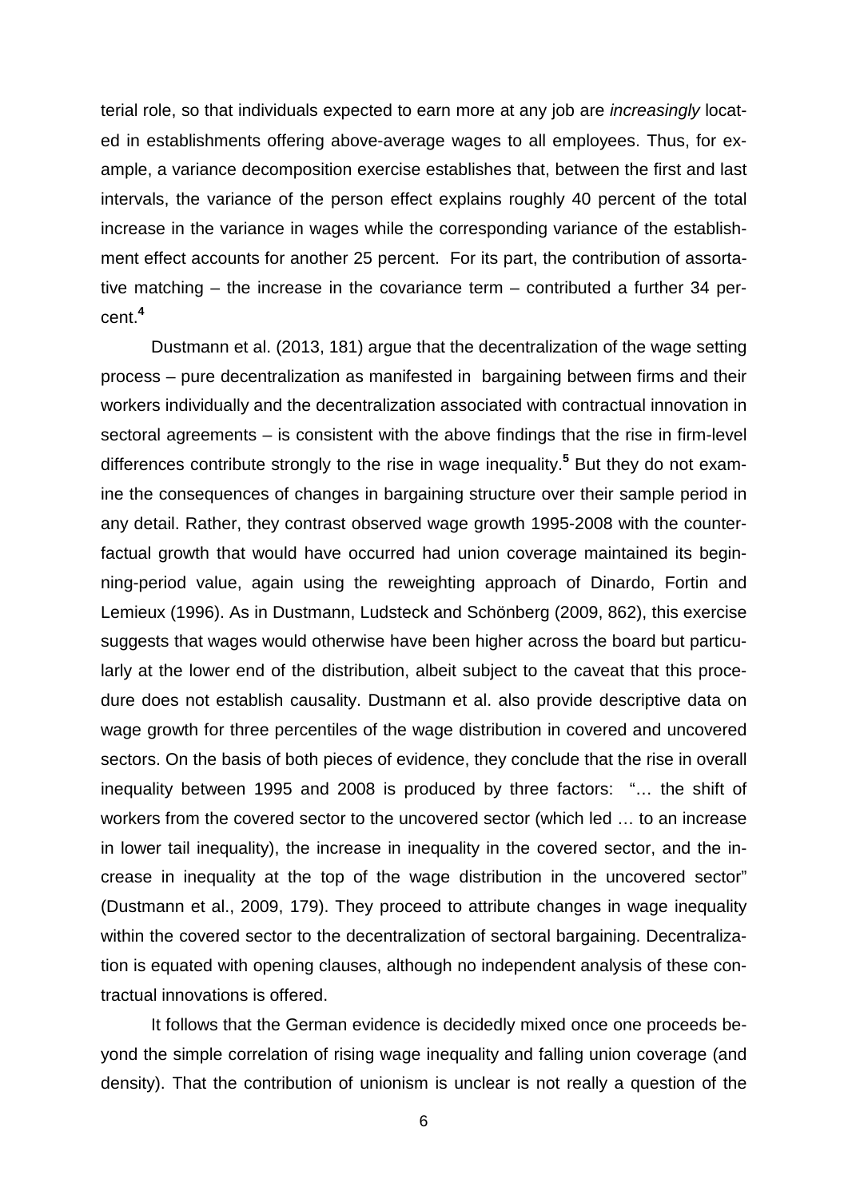terial role, so that individuals expected to earn more at any job are *increasingly* located in establishments offering above-average wages to all employees. Thus, for example, a variance decomposition exercise establishes that, between the first and last intervals, the variance of the person effect explains roughly 40 percent of the total increase in the variance in wages while the corresponding variance of the establishment effect accounts for another 25 percent. For its part, the contribution of assortative matching – the increase in the covariance term – contributed a further 34 percent.[4]

Dustmann et al. (2013, 181) argue that the decentralization of the wage setting process – pure decentralization as manifested in bargaining between firms and their workers individually and the decentralization associated with contractual innovation in sectoral agreements – is consistent with the above findings that the rise in firm-level differences contribute strongly to the rise in wage inequality.[5] But they do not examine the consequences of changes in bargaining structure over their sample period in any detail. Rather, they contrast observed wage growth 1995-2008 with the counterfactual growth that would have occurred had union coverage maintained its beginning-period value, again using the reweighting approach of Dinardo, Fortin and Lemieux (1996). As in Dustmann, Ludsteck and Schönberg (2009, 862), this exercise suggests that wages would otherwise have been higher across the board but particularly at the lower end of the distribution, albeit subject to the caveat that this procedure does not establish causality. Dustmann et al. also provide descriptive data on wage growth for three percentiles of the wage distribution in covered and uncovered sectors. On the basis of both pieces of evidence, they conclude that the rise in overall inequality between 1995 and 2008 is produced by three factors: "… the shift of workers from the covered sector to the uncovered sector (which led … to an increase in lower tail inequality), the increase in inequality in the covered sector, and the increase in inequality at the top of the wage distribution in the uncovered sector" (Dustmann et al., 2009, 179). They proceed to attribute changes in wage inequality within the covered sector to the decentralization of sectoral bargaining. Decentralization is equated with opening clauses, although no independent analysis of these contractual innovations is offered.

It follows that the German evidence is decidedly mixed once one proceeds beyond the simple correlation of rising wage inequality and falling union coverage (and density). That the contribution of unionism is unclear is not really a question of the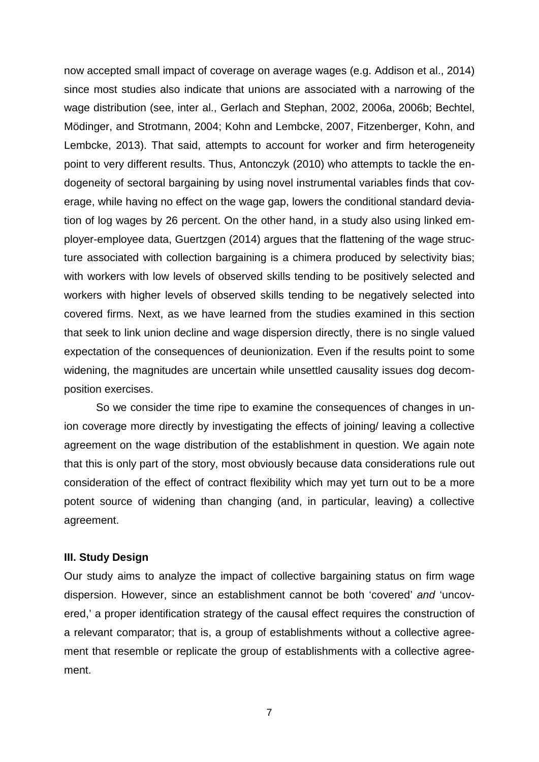now accepted small impact of coverage on average wages (e.g. Addison et al., 2014) since most studies also indicate that unions are associated with a narrowing of the wage distribution (see, inter al., Gerlach and Stephan, 2002, 2006a, 2006b; Bechtel, Mödinger, and Strotmann, 2004; Kohn and Lembcke, 2007, Fitzenberger, Kohn, and Lembcke, 2013). That said, attempts to account for worker and firm heterogeneity point to very different results. Thus, Antonczyk (2010) who attempts to tackle the endogeneity of sectoral bargaining by using novel instrumental variables finds that coverage, while having no effect on the wage gap, lowers the conditional standard deviation of log wages by 26 percent. On the other hand, in a study also using linked employer-employee data, Guertzgen (2014) argues that the flattening of the wage structure associated with collection bargaining is a chimera produced by selectivity bias; with workers with low levels of observed skills tending to be positively selected and workers with higher levels of observed skills tending to be negatively selected into covered firms. Next, as we have learned from the studies examined in this section that seek to link union decline and wage dispersion directly, there is no single valued expectation of the consequences of deunionization. Even if the results point to some widening, the magnitudes are uncertain while unsettled causality issues dog decomposition exercises.

So we consider the time ripe to examine the consequences of changes in union coverage more directly by investigating the effects of joining/ leaving a collective agreement on the wage distribution of the establishment in question. We again note that this is only part of the story, most obviously because data considerations rule out consideration of the effect of contract flexibility which may yet turn out to be a more potent source of widening than changing (and, in particular, leaving) a collective agreement.

## III. Study Design

Our study aims to analyze the impact of collective bargaining status on firm wage dispersion. However, since an establishment cannot be both 'covered' *and* 'uncovered,' a proper identification strategy of the causal effect requires the construction of a relevant comparator; that is, a group of establishments without a collective agreement that resemble or replicate the group of establishments with a collective agreement.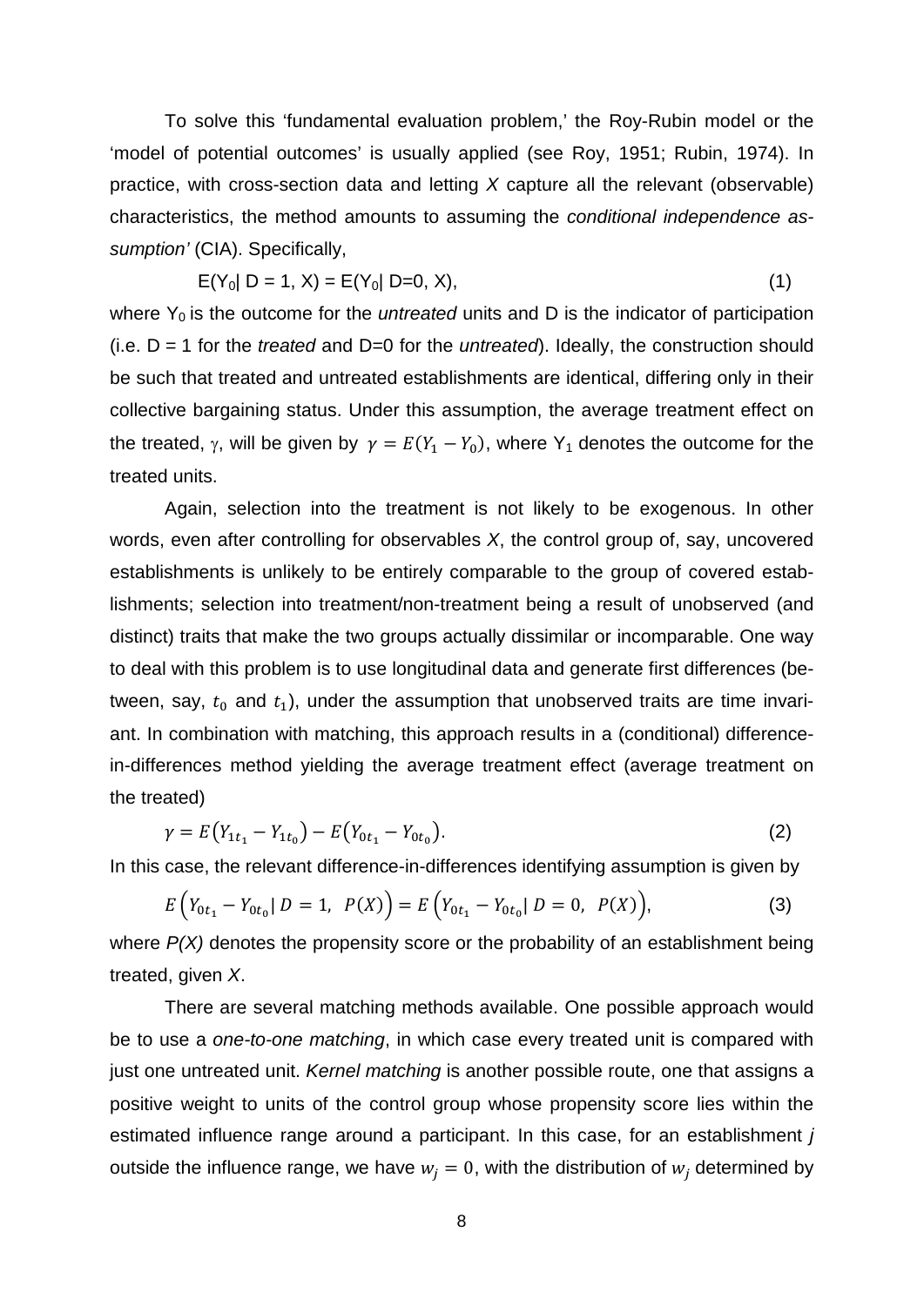To solve this 'fundamental evaluation problem,' the Roy-Rubin model or the 'model of potential outcomes' is usually applied (see Roy, 1951; Rubin, 1974). In practice, with cross-section data and letting *X* capture all the relevant (observable) characteristics, the method amounts to assuming the *conditional independence assumption'* (CIA). Specifically,

$$E(Y_0 | D = 1, X) = E(Y_0 | D=0, X), \tag{1}$$

where $Y_0$ is the outcome for the *untreated* units and D is the indicator of participation (i.e. D = 1 for the *treated* and D=0 for the *untreated*). Ideally, the construction should be such that treated and untreated establishments are identical, differing only in their collective bargaining status. Under this assumption, the average treatment effect on the treated, $\gamma$, will be given by $\gamma = E(Y_1 - Y_0)$, where $Y_1$ denotes the outcome for the treated units.

Again, selection into the treatment is not likely to be exogenous. In other words, even after controlling for observables *X*, the control group of, say, uncovered establishments is unlikely to be entirely comparable to the group of covered establishments; selection into treatment/non-treatment being a result of unobserved (and distinct) traits that make the two groups actually dissimilar or incomparable. One way to deal with this problem is to use longitudinal data and generate first differences (between, say, $t_0$ and $t_1$), under the assumption that unobserved traits are time invariant. In combination with matching, this approach results in a (conditional) difference-in-differences method yielding the average treatment effect (average treatment on the treated)

$$\gamma = E\left(Y_{1t_1} - Y_{1t_0}\right) - E\left(Y_{0t_1} - Y_{0t_0}\right). \tag{2}$$

In this case, the relevant difference-in-differences identifying assumption is given by

$$E\left(Y_{0t_1} - Y_{0t_0} | D = 1, \; P(X)\right) = E\left(Y_{0t_1} - Y_{0t_0} | D = 0, \; P(X)\right), \tag{3}$$

where *P(X)* denotes the propensity score or the probability of an establishment being treated, given *X*.

There are several matching methods available. One possible approach would be to use a *one-to-one matching*, in which case every treated unit is compared with just one untreated unit. *Kernel matching* is another possible route, one that assigns a positive weight to units of the control group whose propensity score lies within the estimated influence range around a participant. In this case, for an establishment *j* outside the influence range, we have $w_j = 0$, with the distribution of $w_j$ determined by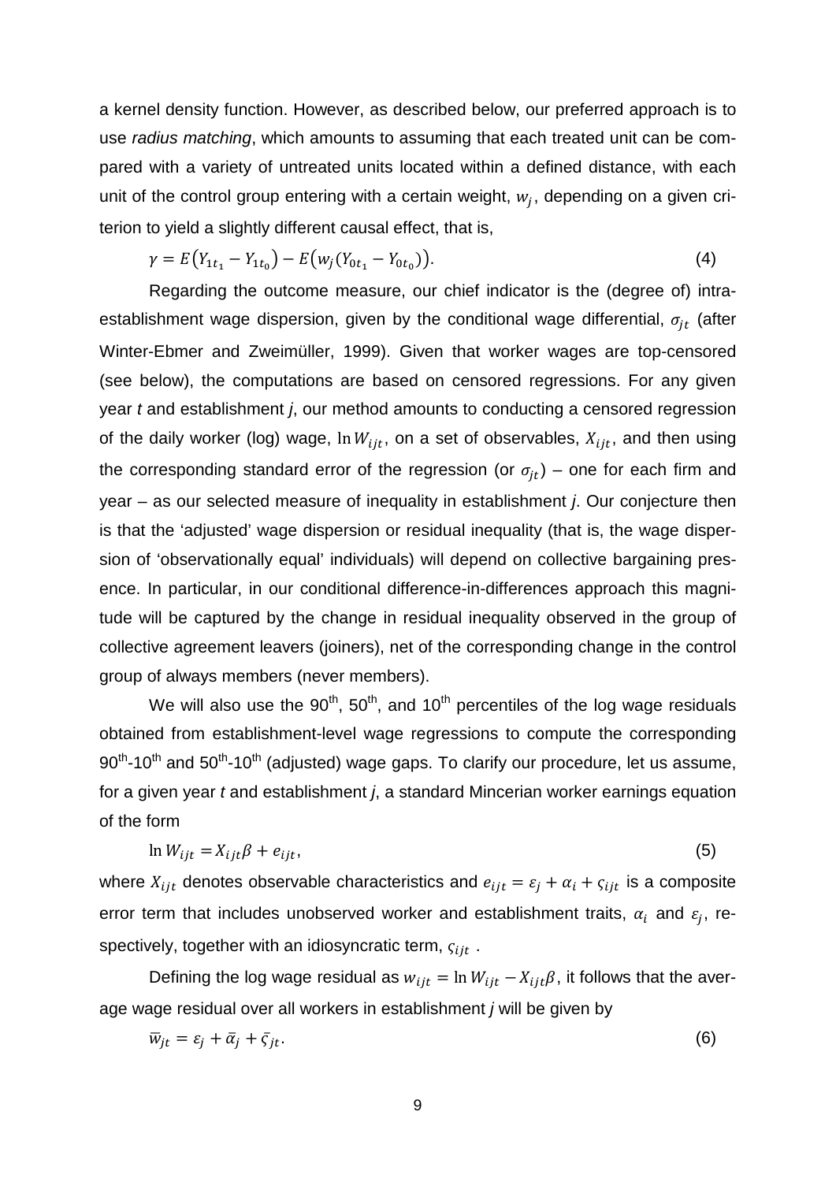a kernel density function. However, as described below, our preferred approach is to use *radius matching*, which amounts to assuming that each treated unit can be compared with a variety of untreated units located within a defined distance, with each unit of the control group entering with a certain weight, $w_j$, depending on a given criterion to yield a slightly different causal effect, that is,

$$\gamma = E\left(Y_{1t_1} - Y_{1t_0}\right) - E\left(w_j\left(Y_{0t_1} - Y_{0t_0}\right)\right). \tag{4}$$

Regarding the outcome measure, our chief indicator is the (degree of) intra-establishment wage dispersion, given by the conditional wage differential, $\sigma_{jt}$ (after Winter-Ebmer and Zweimüller, 1999). Given that worker wages are top-censored (see below), the computations are based on censored regressions. For any given year *t* and establishment *j*, our method amounts to conducting a censored regression of the daily worker (log) wage, $\ln W_{ijt}$, on a set of observables, $X_{ijt}$, and then using the corresponding standard error of the regression (or $\sigma_{jt}$) – one for each firm and year – as our selected measure of inequality in establishment *j*. Our conjecture then is that the 'adjusted' wage dispersion or residual inequality (that is, the wage dispersion of 'observationally equal' individuals) will depend on collective bargaining presence. In particular, in our conditional difference-in-differences approach this magnitude will be captured by the change in residual inequality observed in the group of collective agreement leavers (joiners), net of the corresponding change in the control group of always members (never members).

We will also use the 90th, 50th, and 10th percentiles of the log wage residuals obtained from establishment-level wage regressions to compute the corresponding 90th-10th and 50th-10th (adjusted) wage gaps. To clarify our procedure, let us assume, for a given year *t* and establishment *j*, a standard Mincerian worker earnings equation of the form

$$\ln W_{ijt} = X_{ijt}\beta + e_{ijt}, \tag{5}$$

where $X_{ijt}$ denotes observable characteristics and $e_{ijt} = \varepsilon_j + \alpha_i + \varsigma_{ijt}$ is a composite error term that includes unobserved worker and establishment traits, $\alpha_i$ and $\varepsilon_j$, respectively, together with an idiosyncratic term, $\varsigma_{ijt}$ .

Defining the log wage residual as $w_{ijt} = \ln W_{ijt} - X_{ijt}\beta$, it follows that the average wage residual over all workers in establishment *j* will be given by

$$\bar{w}_{jt} = \varepsilon_j + \bar{\alpha}_j + \bar{\varsigma}_{jt}. \tag{6}$$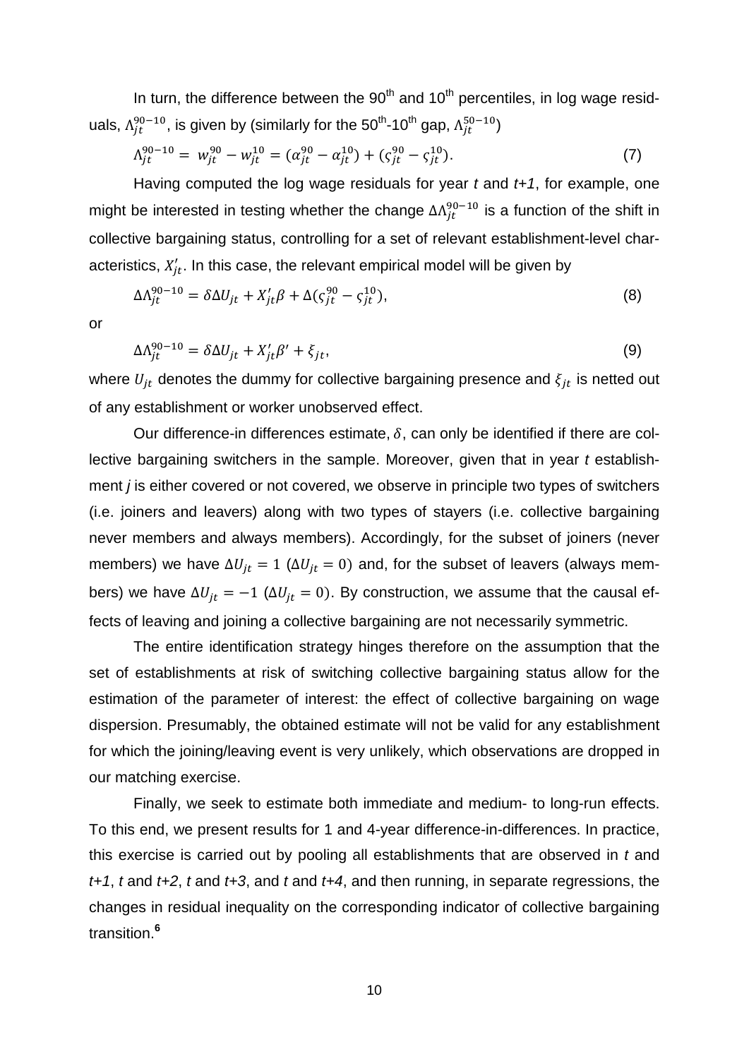In turn, the difference between the 90[th] and 10[th] percentiles, in log wage residuals, $\Lambda_{jt}^{90-10}$, is given by (similarly for the 50[th]-10[th] gap, $\Lambda_{jt}^{50-10}$)

$$\Lambda_{jt}^{90-10} = w_{jt}^{90} - w_{jt}^{10} = (\alpha_{jt}^{90} - \alpha_{jt}^{10}) + (\varsigma_{jt}^{90} - \varsigma_{jt}^{10}). \tag{7}$$

Having computed the log wage residuals for year *t* and *t+1*, for example, one might be interested in testing whether the change $\Delta\Lambda_{jt}^{90-10}$ is a function of the shift in collective bargaining status, controlling for a set of relevant establishment-level characteristics, $X_{jt}'$. In this case, the relevant empirical model will be given by

$$\Delta\Lambda_{jt}^{90-10} = \delta\Delta U_{jt} + X_{jt}'\beta + \Delta(\varsigma_{jt}^{90} - \varsigma_{jt}^{10}), \tag{8}$$

or

$$\Delta\Lambda_{jt}^{90-10} = \delta\Delta U_{jt} + X_{jt}'\beta' + \xi_{jt}, \tag{9}$$

where $U_{jt}$ denotes the dummy for collective bargaining presence and $\xi_{jt}$ is netted out of any establishment or worker unobserved effect.

Our difference-in differences estimate, $\delta$, can only be identified if there are collective bargaining switchers in the sample. Moreover, given that in year *t* establishment *j* is either covered or not covered, we observe in principle two types of switchers (i.e. joiners and leavers) along with two types of stayers (i.e. collective bargaining never members and always members). Accordingly, for the subset of joiners (never members) we have $\Delta U_{jt} = 1$ ($\Delta U_{jt} = 0$) and, for the subset of leavers (always members) we have $\Delta U_{jt} = -1$ ($\Delta U_{jt} = 0$). By construction, we assume that the causal effects of leaving and joining a collective bargaining are not necessarily symmetric.

The entire identification strategy hinges therefore on the assumption that the set of establishments at risk of switching collective bargaining status allow for the estimation of the parameter of interest: the effect of collective bargaining on wage dispersion. Presumably, the obtained estimate will not be valid for any establishment for which the joining/leaving event is very unlikely, which observations are dropped in our matching exercise.

Finally, we seek to estimate both immediate and medium- to long-run effects. To this end, we present results for 1 and 4-year difference-in-differences. In practice, this exercise is carried out by pooling all establishments that are observed in *t* and *t+1*, *t* and *t+2*, *t* and *t+3*, and *t* and *t+4*, and then running, in separate regressions, the changes in residual inequality on the corresponding indicator of collective bargaining transition.[6]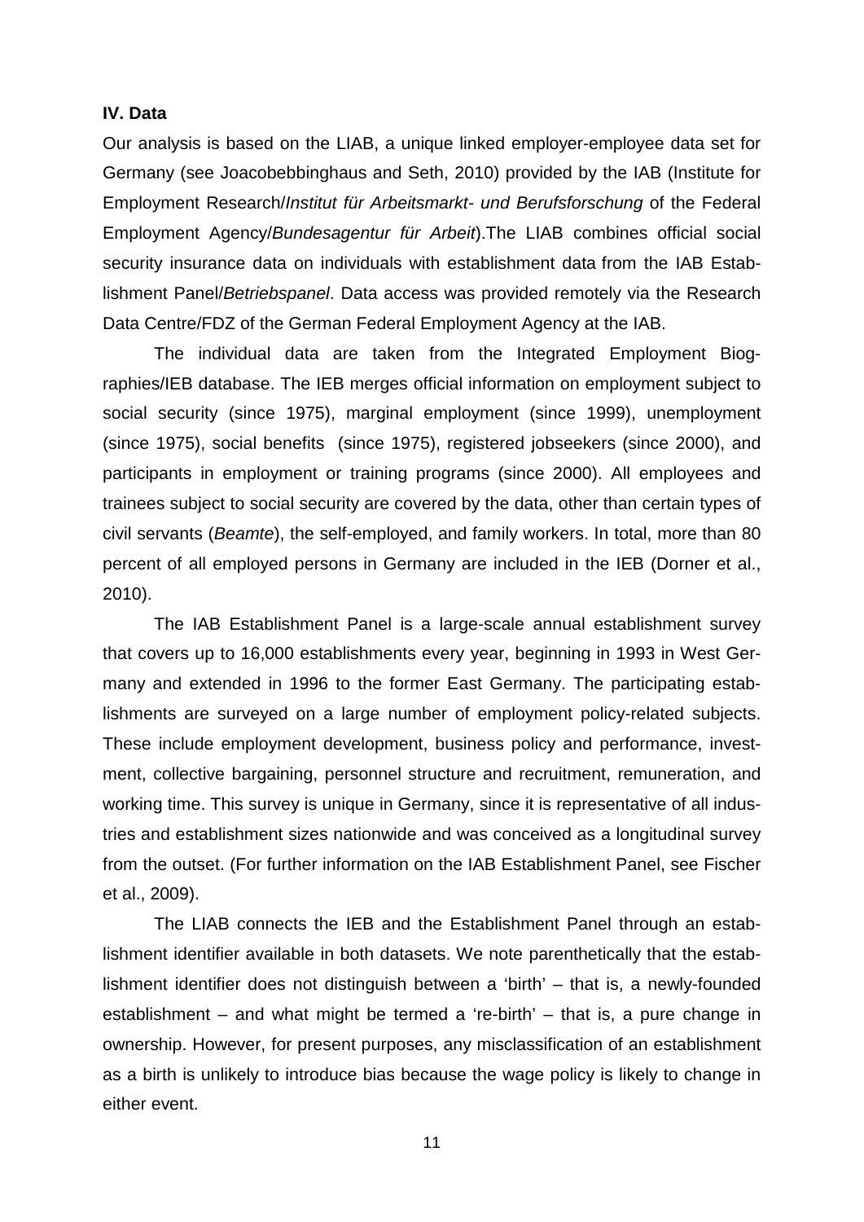**IV. Data**

Our analysis is based on the LIAB, a unique linked employer-employee data set for Germany (see Joacobebbinghaus and Seth, 2010) provided by the IAB (Institute for Employment Research/*Institut für Arbeitsmarkt- und Berufsforschung* of the Federal Employment Agency/*Bundesagentur für Arbeit*).The LIAB combines official social security insurance data on individuals with establishment data from the IAB Establishment Panel/*Betriebspanel*. Data access was provided remotely via the Research Data Centre/FDZ of the German Federal Employment Agency at the IAB.

The individual data are taken from the Integrated Employment Biographies/IEB database. The IEB merges official information on employment subject to social security (since 1975), marginal employment (since 1999), unemployment (since 1975), social benefits (since 1975), registered jobseekers (since 2000), and participants in employment or training programs (since 2000). All employees and trainees subject to social security are covered by the data, other than certain types of civil servants (*Beamte*), the self-employed, and family workers. In total, more than 80 percent of all employed persons in Germany are included in the IEB (Dorner et al., 2010).

The IAB Establishment Panel is a large-scale annual establishment survey that covers up to 16,000 establishments every year, beginning in 1993 in West Germany and extended in 1996 to the former East Germany. The participating establishments are surveyed on a large number of employment policy-related subjects. These include employment development, business policy and performance, investment, collective bargaining, personnel structure and recruitment, remuneration, and working time. This survey is unique in Germany, since it is representative of all industries and establishment sizes nationwide and was conceived as a longitudinal survey from the outset. (For further information on the IAB Establishment Panel, see Fischer et al., 2009).

The LIAB connects the IEB and the Establishment Panel through an establishment identifier available in both datasets. We note parenthetically that the establishment identifier does not distinguish between a 'birth' – that is, a newly-founded establishment – and what might be termed a 're-birth' – that is, a pure change in ownership. However, for present purposes, any misclassification of an establishment as a birth is unlikely to introduce bias because the wage policy is likely to change in either event.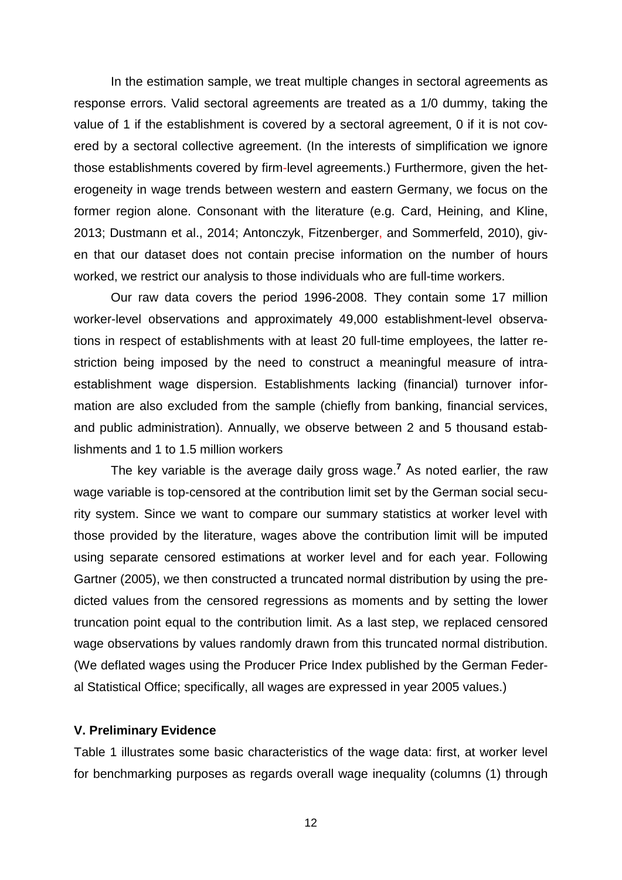In the estimation sample, we treat multiple changes in sectoral agreements as response errors. Valid sectoral agreements are treated as a 1/0 dummy, taking the value of 1 if the establishment is covered by a sectoral agreement, 0 if it is not covered by a sectoral collective agreement. (In the interests of simplification we ignore those establishments covered by firm-level agreements.) Furthermore, given the heterogeneity in wage trends between western and eastern Germany, we focus on the former region alone. Consonant with the literature (e.g. Card, Heining, and Kline, 2013; Dustmann et al., 2014; Antonczyk, Fitzenberger, and Sommerfeld, 2010), given that our dataset does not contain precise information on the number of hours worked, we restrict our analysis to those individuals who are full-time workers.

Our raw data covers the period 1996-2008. They contain some 17 million worker-level observations and approximately 49,000 establishment-level observations in respect of establishments with at least 20 full-time employees, the latter restriction being imposed by the need to construct a meaningful measure of intra-establishment wage dispersion. Establishments lacking (financial) turnover information are also excluded from the sample (chiefly from banking, financial services, and public administration). Annually, we observe between 2 and 5 thousand establishments and 1 to 1.5 million workers

The key variable is the average daily gross wage.[7] As noted earlier, the raw wage variable is top-censored at the contribution limit set by the German social security system. Since we want to compare our summary statistics at worker level with those provided by the literature, wages above the contribution limit will be imputed using separate censored estimations at worker level and for each year. Following Gartner (2005), we then constructed a truncated normal distribution by using the predicted values from the censored regressions as moments and by setting the lower truncation point equal to the contribution limit. As a last step, we replaced censored wage observations by values randomly drawn from this truncated normal distribution. (We deflated wages using the Producer Price Index published by the German Federal Statistical Office; specifically, all wages are expressed in year 2005 values.)

## V. Preliminary Evidence

Table 1 illustrates some basic characteristics of the wage data: first, at worker level for benchmarking purposes as regards overall wage inequality (columns (1) through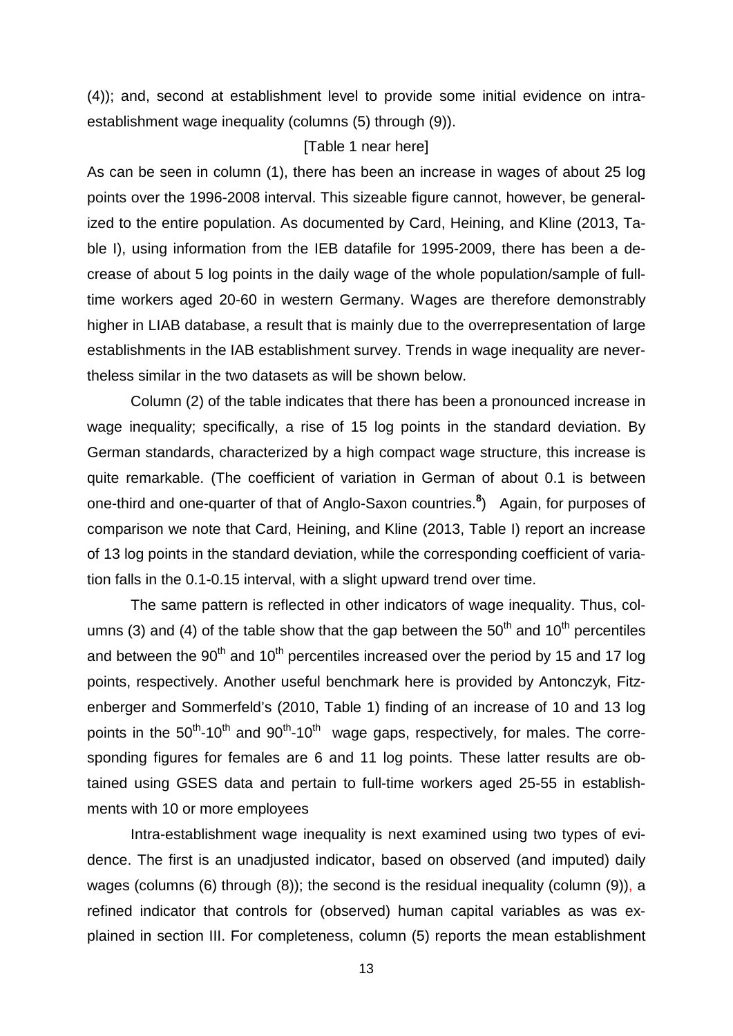(4)); and, second at establishment level to provide some initial evidence on intra-establishment wage inequality (columns (5) through (9)).

[Table 1 near here]

As can be seen in column (1), there has been an increase in wages of about 25 log points over the 1996-2008 interval. This sizeable figure cannot, however, be generalized to the entire population. As documented by Card, Heining, and Kline (2013, Table I), using information from the IEB datafile for 1995-2009, there has been a decrease of about 5 log points in the daily wage of the whole population/sample of full-time workers aged 20-60 in western Germany. Wages are therefore demonstrably higher in LIAB database, a result that is mainly due to the overrepresentation of large establishments in the IAB establishment survey. Trends in wage inequality are nevertheless similar in the two datasets as will be shown below.

Column (2) of the table indicates that there has been a pronounced increase in wage inequality; specifically, a rise of 15 log points in the standard deviation. By German standards, characterized by a high compact wage structure, this increase is quite remarkable. (The coefficient of variation in German of about 0.1 is between one-third and one-quarter of that of Anglo-Saxon countries.[8]) Again, for purposes of comparison we note that Card, Heining, and Kline (2013, Table I) report an increase of 13 log points in the standard deviation, while the corresponding coefficient of variation falls in the 0.1-0.15 interval, with a slight upward trend over time.

The same pattern is reflected in other indicators of wage inequality. Thus, columns (3) and (4) of the table show that the gap between the 50th and 10th percentiles and between the 90th and 10th percentiles increased over the period by 15 and 17 log points, respectively. Another useful benchmark here is provided by Antonczyk, Fitzenberger and Sommerfeld's (2010, Table 1) finding of an increase of 10 and 13 log points in the 50th-10th and 90th-10th wage gaps, respectively, for males. The corresponding figures for females are 6 and 11 log points. These latter results are obtained using GSES data and pertain to full-time workers aged 25-55 in establishments with 10 or more employees

Intra-establishment wage inequality is next examined using two types of evidence. The first is an unadjusted indicator, based on observed (and imputed) daily wages (columns (6) through (8)); the second is the residual inequality (column (9)), a refined indicator that controls for (observed) human capital variables as was explained in section III. For completeness, column (5) reports the mean establishment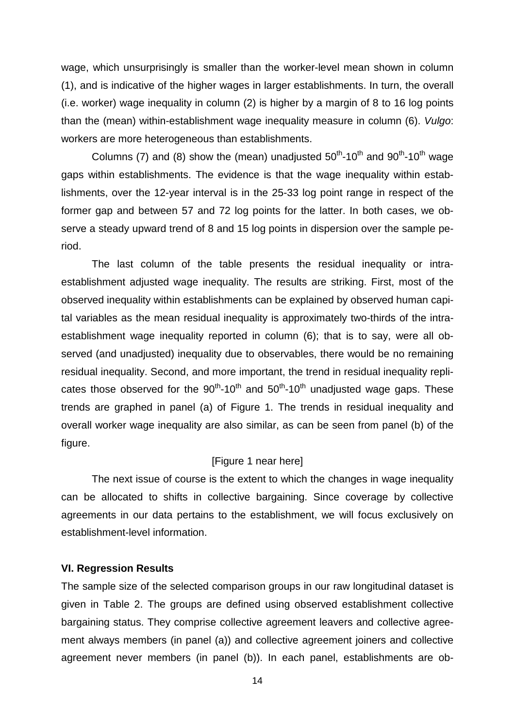wage, which unsurprisingly is smaller than the worker-level mean shown in column (1), and is indicative of the higher wages in larger establishments. In turn, the overall (i.e. worker) wage inequality in column (2) is higher by a margin of 8 to 16 log points than the (mean) within-establishment wage inequality measure in column (6). *Vulgo*: workers are more heterogeneous than establishments.

Columns (7) and (8) show the (mean) unadjusted $50^{th}$-$10^{th}$ and $90^{th}$-$10^{th}$ wage gaps within establishments. The evidence is that the wage inequality within establishments, over the 12-year interval is in the 25-33 log point range in respect of the former gap and between 57 and 72 log points for the latter. In both cases, we observe a steady upward trend of 8 and 15 log points in dispersion over the sample period.

The last column of the table presents the residual inequality or intra-establishment adjusted wage inequality. The results are striking. First, most of the observed inequality within establishments can be explained by observed human capital variables as the mean residual inequality is approximately two-thirds of the intra-establishment wage inequality reported in column (6); that is to say, were all observed (and unadjusted) inequality due to observables, there would be no remaining residual inequality. Second, and more important, the trend in residual inequality replicates those observed for the $90^{th}$-$10^{th}$ and $50^{th}$-$10^{th}$ unadjusted wage gaps. These trends are graphed in panel (a) of Figure 1. The trends in residual inequality and overall worker wage inequality are also similar, as can be seen from panel (b) of the figure.

[Figure 1 near here]

The next issue of course is the extent to which the changes in wage inequality can be allocated to shifts in collective bargaining. Since coverage by collective agreements in our data pertains to the establishment, we will focus exclusively on establishment-level information.

### VI. Regression Results

The sample size of the selected comparison groups in our raw longitudinal dataset is given in Table 2. The groups are defined using observed establishment collective bargaining status. They comprise collective agreement leavers and collective agreement always members (in panel (a)) and collective agreement joiners and collective agreement never members (in panel (b)). In each panel, establishments are ob-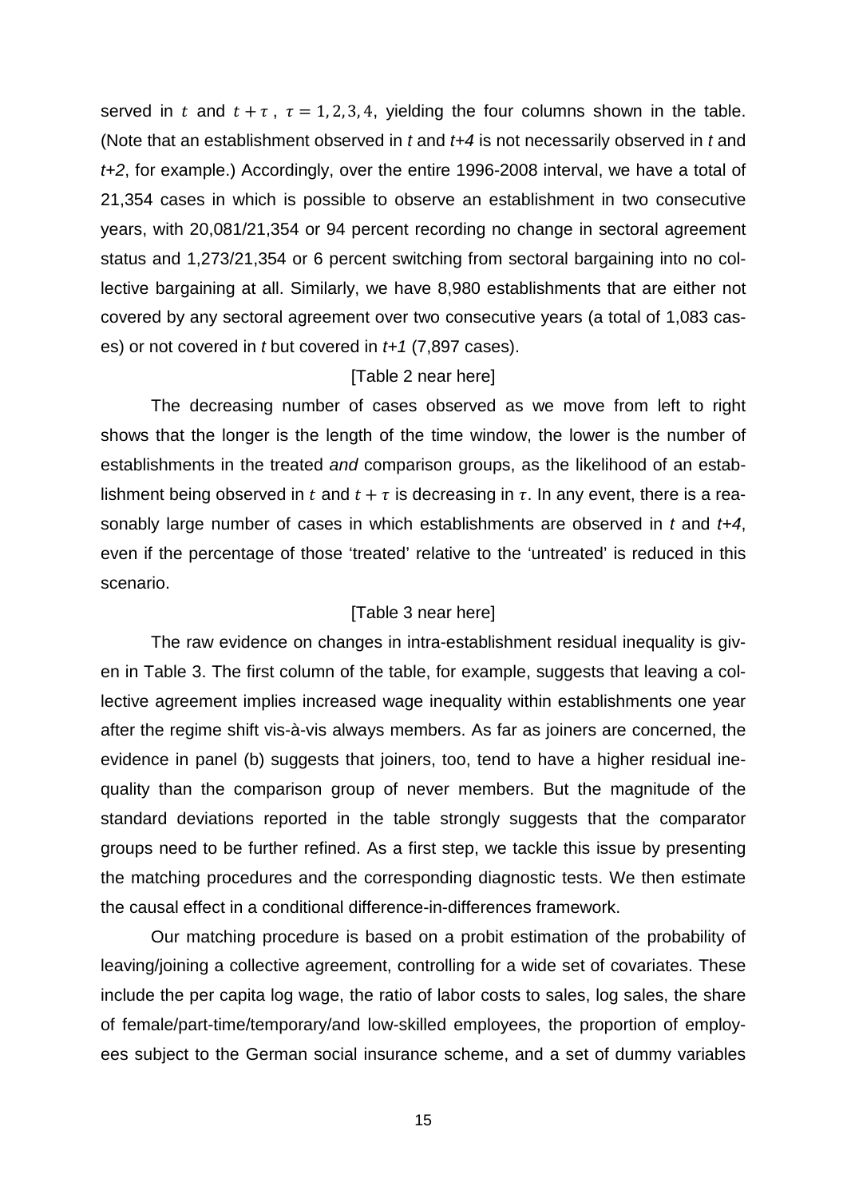served in $t$ and $t + \tau$, $\tau = 1, 2, 3, 4$, yielding the four columns shown in the table. (Note that an establishment observed in *t* and *t+4* is not necessarily observed in *t* and *t+2*, for example.) Accordingly, over the entire 1996-2008 interval, we have a total of 21,354 cases in which is possible to observe an establishment in two consecutive years, with 20,081/21,354 or 94 percent recording no change in sectoral agreement status and 1,273/21,354 or 6 percent switching from sectoral bargaining into no collective bargaining at all. Similarly, we have 8,980 establishments that are either not covered by any sectoral agreement over two consecutive years (a total of 1,083 cases) or not covered in *t* but covered in *t+1* (7,897 cases).

[Table 2 near here]

The decreasing number of cases observed as we move from left to right shows that the longer is the length of the time window, the lower is the number of establishments in the treated *and* comparison groups, as the likelihood of an establishment being observed in $t$ and $t + \tau$ is decreasing in $\tau$. In any event, there is a reasonably large number of cases in which establishments are observed in *t* and *t+4*, even if the percentage of those 'treated' relative to the 'untreated' is reduced in this scenario.

[Table 3 near here]

The raw evidence on changes in intra-establishment residual inequality is given in Table 3. The first column of the table, for example, suggests that leaving a collective agreement implies increased wage inequality within establishments one year after the regime shift vis-à-vis always members. As far as joiners are concerned, the evidence in panel (b) suggests that joiners, too, tend to have a higher residual inequality than the comparison group of never members. But the magnitude of the standard deviations reported in the table strongly suggests that the comparator groups need to be further refined. As a first step, we tackle this issue by presenting the matching procedures and the corresponding diagnostic tests. We then estimate the causal effect in a conditional difference-in-differences framework.

Our matching procedure is based on a probit estimation of the probability of leaving/joining a collective agreement, controlling for a wide set of covariates. These include the per capita log wage, the ratio of labor costs to sales, log sales, the share of female/part-time/temporary/and low-skilled employees, the proportion of employees subject to the German social insurance scheme, and a set of dummy variables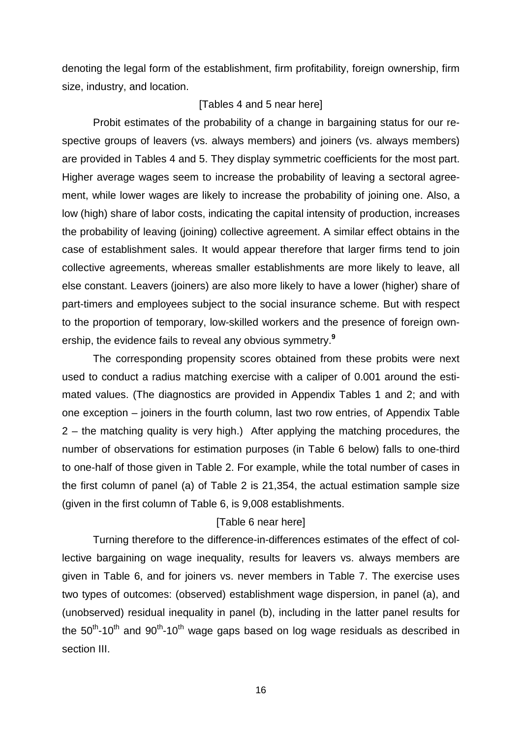denoting the legal form of the establishment, firm profitability, foreign ownership, firm size, industry, and location.

[Tables 4 and 5 near here]

Probit estimates of the probability of a change in bargaining status for our respective groups of leavers (vs. always members) and joiners (vs. always members) are provided in Tables 4 and 5. They display symmetric coefficients for the most part. Higher average wages seem to increase the probability of leaving a sectoral agreement, while lower wages are likely to increase the probability of joining one. Also, a low (high) share of labor costs, indicating the capital intensity of production, increases the probability of leaving (joining) collective agreement. A similar effect obtains in the case of establishment sales. It would appear therefore that larger firms tend to join collective agreements, whereas smaller establishments are more likely to leave, all else constant. Leavers (joiners) are also more likely to have a lower (higher) share of part-timers and employees subject to the social insurance scheme. But with respect to the proportion of temporary, low-skilled workers and the presence of foreign ownership, the evidence fails to reveal any obvious symmetry.[9]

The corresponding propensity scores obtained from these probits were next used to conduct a radius matching exercise with a caliper of 0.001 around the estimated values. (The diagnostics are provided in Appendix Tables 1 and 2; and with one exception – joiners in the fourth column, last two row entries, of Appendix Table 2 – the matching quality is very high.) After applying the matching procedures, the number of observations for estimation purposes (in Table 6 below) falls to one-third to one-half of those given in Table 2. For example, while the total number of cases in the first column of panel (a) of Table 2 is 21,354, the actual estimation sample size (given in the first column of Table 6, is 9,008 establishments.

[Table 6 near here]

Turning therefore to the difference-in-differences estimates of the effect of collective bargaining on wage inequality, results for leavers vs. always members are given in Table 6, and for joiners vs. never members in Table 7. The exercise uses two types of outcomes: (observed) establishment wage dispersion, in panel (a), and (unobserved) residual inequality in panel (b), including in the latter panel results for the $50^{th}$-$10^{th}$ and $90^{th}$-$10^{th}$ wage gaps based on log wage residuals as described in section III.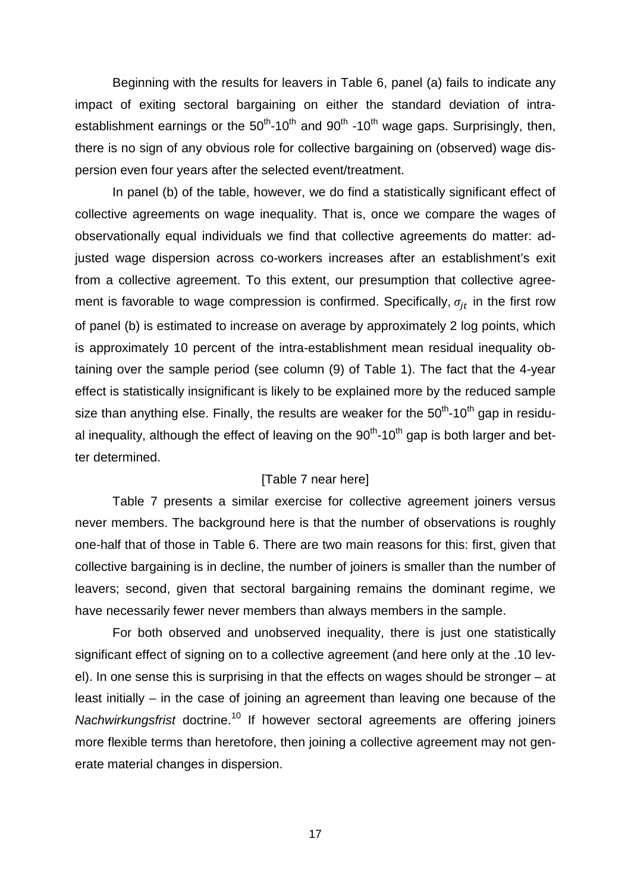Beginning with the results for leavers in Table 6, panel (a) fails to indicate any impact of exiting sectoral bargaining on either the standard deviation of intra-establishment earnings or the $50^{th}$-$10^{th}$ and $90^{th}$ -$10^{th}$ wage gaps. Surprisingly, then, there is no sign of any obvious role for collective bargaining on (observed) wage dispersion even four years after the selected event/treatment.

In panel (b) of the table, however, we do find a statistically significant effect of collective agreements on wage inequality. That is, once we compare the wages of observationally equal individuals we find that collective agreements do matter: adjusted wage dispersion across co-workers increases after an establishment's exit from a collective agreement. To this extent, our presumption that collective agreement is favorable to wage compression is confirmed. Specifically, $\sigma_{jt}$ in the first row of panel (b) is estimated to increase on average by approximately 2 log points, which is approximately 10 percent of the intra-establishment mean residual inequality obtaining over the sample period (see column (9) of Table 1). The fact that the 4-year effect is statistically insignificant is likely to be explained more by the reduced sample size than anything else. Finally, the results are weaker for the $50^{th}$-$10^{th}$ gap in residual inequality, although the effect of leaving on the $90^{th}$-$10^{th}$ gap is both larger and better determined.

[Table 7 near here]

Table 7 presents a similar exercise for collective agreement joiners versus never members. The background here is that the number of observations is roughly one-half that of those in Table 6. There are two main reasons for this: first, given that collective bargaining is in decline, the number of joiners is smaller than the number of leavers; second, given that sectoral bargaining remains the dominant regime, we have necessarily fewer never members than always members in the sample.

For both observed and unobserved inequality, there is just one statistically significant effect of signing on to a collective agreement (and here only at the .10 level). In one sense this is surprising in that the effects on wages should be stronger – at least initially – in the case of joining an agreement than leaving one because of the *Nachwirkungsfrist* doctrine.[10] If however sectoral agreements are offering joiners more flexible terms than heretofore, then joining a collective agreement may not generate material changes in dispersion.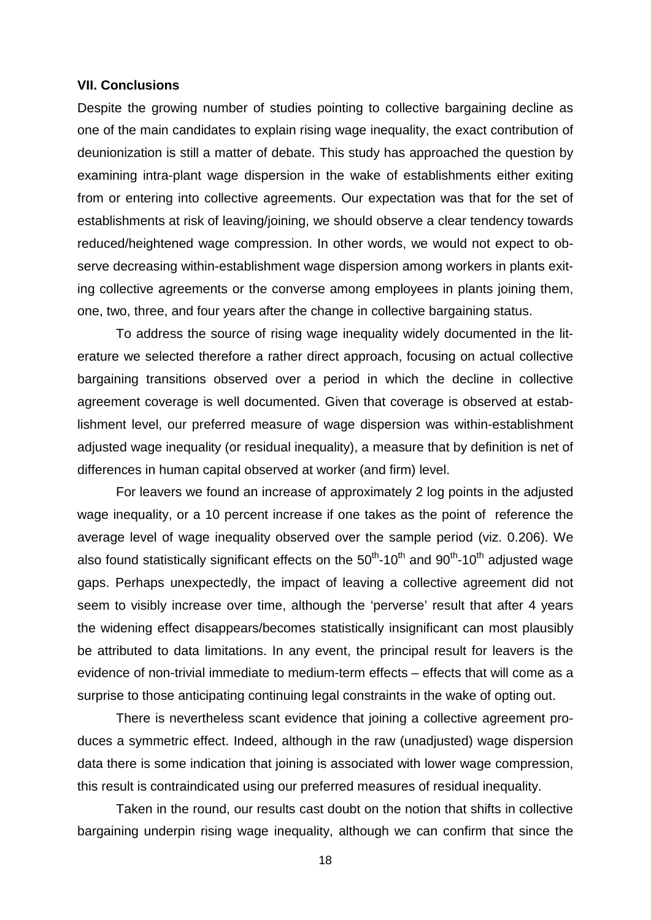### VII. Conclusions

Despite the growing number of studies pointing to collective bargaining decline as one of the main candidates to explain rising wage inequality, the exact contribution of deunionization is still a matter of debate. This study has approached the question by examining intra-plant wage dispersion in the wake of establishments either exiting from or entering into collective agreements. Our expectation was that for the set of establishments at risk of leaving/joining, we should observe a clear tendency towards reduced/heightened wage compression. In other words, we would not expect to observe decreasing within-establishment wage dispersion among workers in plants exiting collective agreements or the converse among employees in plants joining them, one, two, three, and four years after the change in collective bargaining status.

To address the source of rising wage inequality widely documented in the literature we selected therefore a rather direct approach, focusing on actual collective bargaining transitions observed over a period in which the decline in collective agreement coverage is well documented. Given that coverage is observed at establishment level, our preferred measure of wage dispersion was within-establishment adjusted wage inequality (or residual inequality), a measure that by definition is net of differences in human capital observed at worker (and firm) level.

For leavers we found an increase of approximately 2 log points in the adjusted wage inequality, or a 10 percent increase if one takes as the point of reference the average level of wage inequality observed over the sample period (viz. 0.206). We also found statistically significant effects on the $50^{th}$-$10^{th}$ and $90^{th}$-$10^{th}$ adjusted wage gaps. Perhaps unexpectedly, the impact of leaving a collective agreement did not seem to visibly increase over time, although the 'perverse' result that after 4 years the widening effect disappears/becomes statistically insignificant can most plausibly be attributed to data limitations. In any event, the principal result for leavers is the evidence of non-trivial immediate to medium-term effects – effects that will come as a surprise to those anticipating continuing legal constraints in the wake of opting out.

There is nevertheless scant evidence that joining a collective agreement produces a symmetric effect. Indeed, although in the raw (unadjusted) wage dispersion data there is some indication that joining is associated with lower wage compression, this result is contraindicated using our preferred measures of residual inequality.

Taken in the round, our results cast doubt on the notion that shifts in collective bargaining underpin rising wage inequality, although we can confirm that since the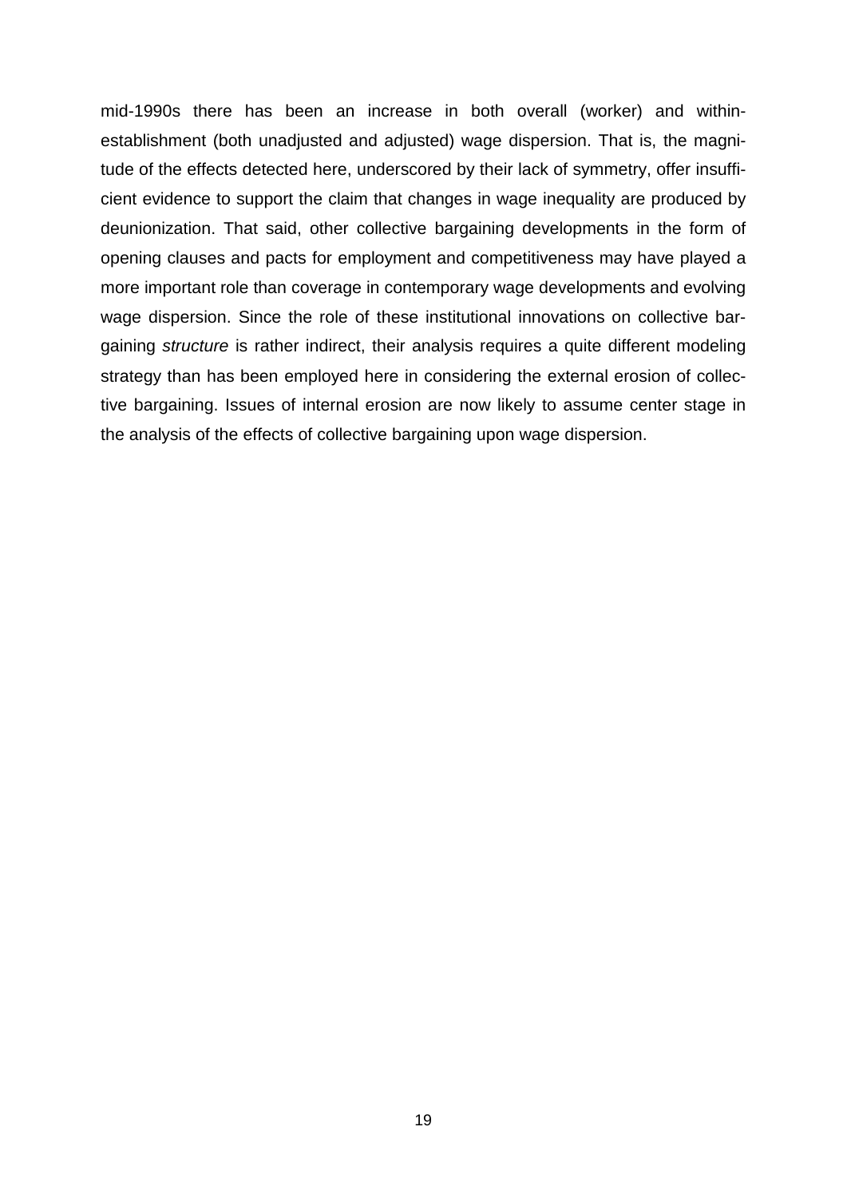mid-1990s there has been an increase in both overall (worker) and within-establishment (both unadjusted and adjusted) wage dispersion. That is, the magnitude of the effects detected here, underscored by their lack of symmetry, offer insufficient evidence to support the claim that changes in wage inequality are produced by deunionization. That said, other collective bargaining developments in the form of opening clauses and pacts for employment and competitiveness may have played a more important role than coverage in contemporary wage developments and evolving wage dispersion. Since the role of these institutional innovations on collective bargaining *structure* is rather indirect, their analysis requires a quite different modeling strategy than has been employed here in considering the external erosion of collective bargaining. Issues of internal erosion are now likely to assume center stage in the analysis of the effects of collective bargaining upon wage dispersion.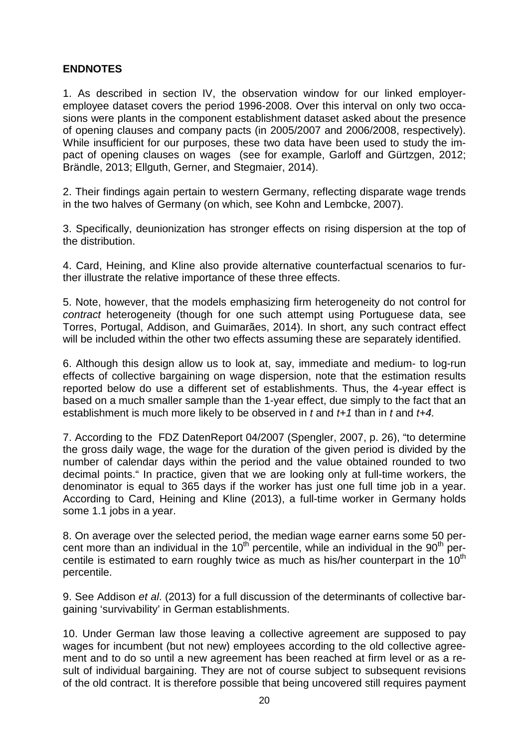**ENDNOTES**

1. As described in section IV, the observation window for our linked employer-employee dataset covers the period 1996-2008. Over this interval on only two occasions were plants in the component establishment dataset asked about the presence of opening clauses and company pacts (in 2005/2007 and 2006/2008, respectively). While insufficient for our purposes, these two data have been used to study the impact of opening clauses on wages (see for example, Garloff and Gürtzgen, 2012; Brändle, 2013; Ellguth, Gerner, and Stegmaier, 2014).

2. Their findings again pertain to western Germany, reflecting disparate wage trends in the two halves of Germany (on which, see Kohn and Lembcke, 2007).

3. Specifically, deunionization has stronger effects on rising dispersion at the top of the distribution.

4. Card, Heining, and Kline also provide alternative counterfactual scenarios to further illustrate the relative importance of these three effects.

5. Note, however, that the models emphasizing firm heterogeneity do not control for *contract* heterogeneity (though for one such attempt using Portuguese data, see Torres, Portugal, Addison, and Guimarães, 2014). In short, any such contract effect will be included within the other two effects assuming these are separately identified.

6. Although this design allow us to look at, say, immediate and medium- to log-run effects of collective bargaining on wage dispersion, note that the estimation results reported below do use a different set of establishments. Thus, the 4-year effect is based on a much smaller sample than the 1-year effect, due simply to the fact that an establishment is much more likely to be observed in $t$ and $t+1$ than in $t$ and $t+4$.

7. According to the FDZ DatenReport 04/2007 (Spengler, 2007, p. 26), "to determine the gross daily wage, the wage for the duration of the given period is divided by the number of calendar days within the period and the value obtained rounded to two decimal points." In practice, given that we are looking only at full-time workers, the denominator is equal to 365 days if the worker has just one full time job in a year. According to Card, Heining and Kline (2013), a full-time worker in Germany holds some 1.1 jobs in a year.

8. On average over the selected period, the median wage earner earns some 50 percent more than an individual in the 10th percentile, while an individual in the 90th percentile is estimated to earn roughly twice as much as his/her counterpart in the 10th percentile.

9. See Addison *et al*. (2013) for a full discussion of the determinants of collective bargaining 'survivability' in German establishments.

10. Under German law those leaving a collective agreement are supposed to pay wages for incumbent (but not new) employees according to the old collective agreement and to do so until a new agreement has been reached at firm level or as a result of individual bargaining. They are not of course subject to subsequent revisions of the old contract. It is therefore possible that being uncovered still requires payment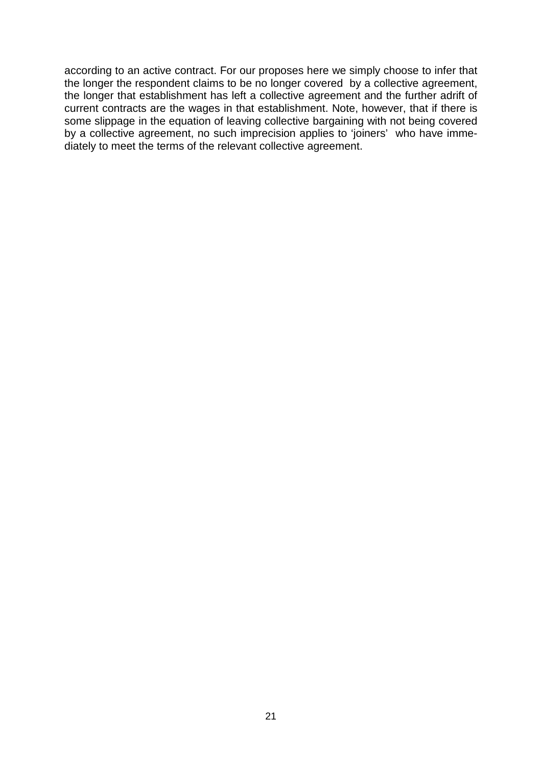according to an active contract. For our proposes here we simply choose to infer that the longer the respondent claims to be no longer covered by a collective agreement, the longer that establishment has left a collective agreement and the further adrift of current contracts are the wages in that establishment. Note, however, that if there is some slippage in the equation of leaving collective bargaining with not being covered by a collective agreement, no such imprecision applies to 'joiners' who have immediately to meet the terms of the relevant collective agreement.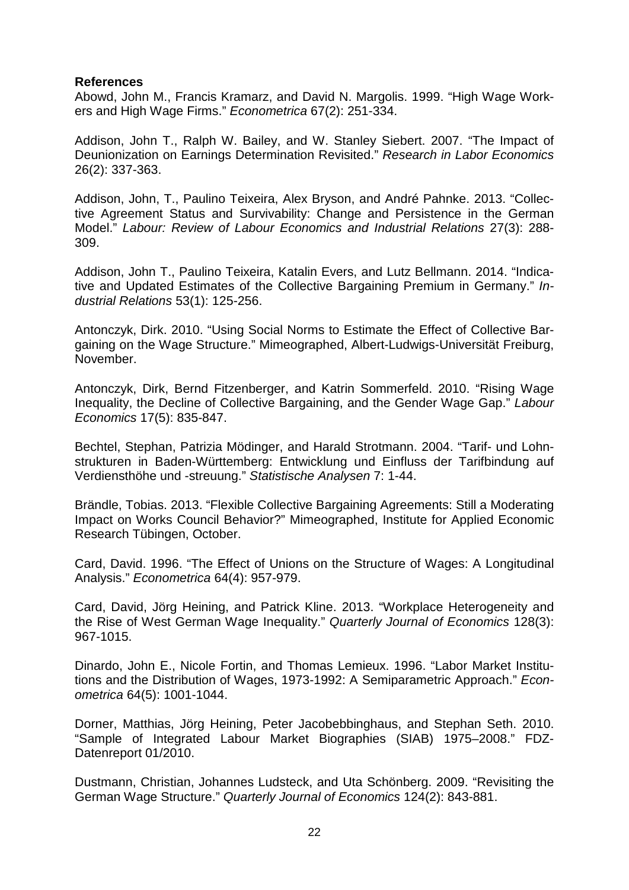**References**

Abowd, John M., Francis Kramarz, and David N. Margolis. 1999. "High Wage Workers and High Wage Firms." *Econometrica* 67(2): 251-334.

Addison, John T., Ralph W. Bailey, and W. Stanley Siebert. 2007. "The Impact of Deunionization on Earnings Determination Revisited." *Research in Labor Economics* 26(2): 337-363.

Addison, John, T., Paulino Teixeira, Alex Bryson, and André Pahnke. 2013. "Collective Agreement Status and Survivability: Change and Persistence in the German Model." *Labour: Review of Labour Economics and Industrial Relations* 27(3): 288-309.

Addison, John T., Paulino Teixeira, Katalin Evers, and Lutz Bellmann. 2014. "Indicative and Updated Estimates of the Collective Bargaining Premium in Germany." *Industrial Relations* 53(1): 125-256.

Antonczyk, Dirk. 2010. "Using Social Norms to Estimate the Effect of Collective Bargaining on the Wage Structure." Mimeographed, Albert-Ludwigs-Universität Freiburg, November.

Antonczyk, Dirk, Bernd Fitzenberger, and Katrin Sommerfeld. 2010. "Rising Wage Inequality, the Decline of Collective Bargaining, and the Gender Wage Gap." *Labour Economics* 17(5): 835-847.

Bechtel, Stephan, Patrizia Mödinger, and Harald Strotmann. 2004. "Tarif- und Lohnstrukturen in Baden-Württemberg: Entwicklung und Einfluss der Tarifbindung auf Verdiensthöhe und -streuung." *Statistische Analysen* 7: 1-44.

Brändle, Tobias. 2013. "Flexible Collective Bargaining Agreements: Still a Moderating Impact on Works Council Behavior?" Mimeographed, Institute for Applied Economic Research Tübingen, October.

Card, David. 1996. "The Effect of Unions on the Structure of Wages: A Longitudinal Analysis." *Econometrica* 64(4): 957-979.

Card, David, Jörg Heining, and Patrick Kline. 2013. "Workplace Heterogeneity and the Rise of West German Wage Inequality." *Quarterly Journal of Economics* 128(3): 967-1015.

Dinardo, John E., Nicole Fortin, and Thomas Lemieux. 1996. "Labor Market Institutions and the Distribution of Wages, 1973-1992: A Semiparametric Approach." *Econometrica* 64(5): 1001-1044.

Dorner, Matthias, Jörg Heining, Peter Jacobebbinghaus, and Stephan Seth. 2010. "Sample of Integrated Labour Market Biographies (SIAB) 1975–2008." FDZ-Datenreport 01/2010.

Dustmann, Christian, Johannes Ludsteck, and Uta Schönberg. 2009. "Revisiting the German Wage Structure." *Quarterly Journal of Economics* 124(2): 843-881.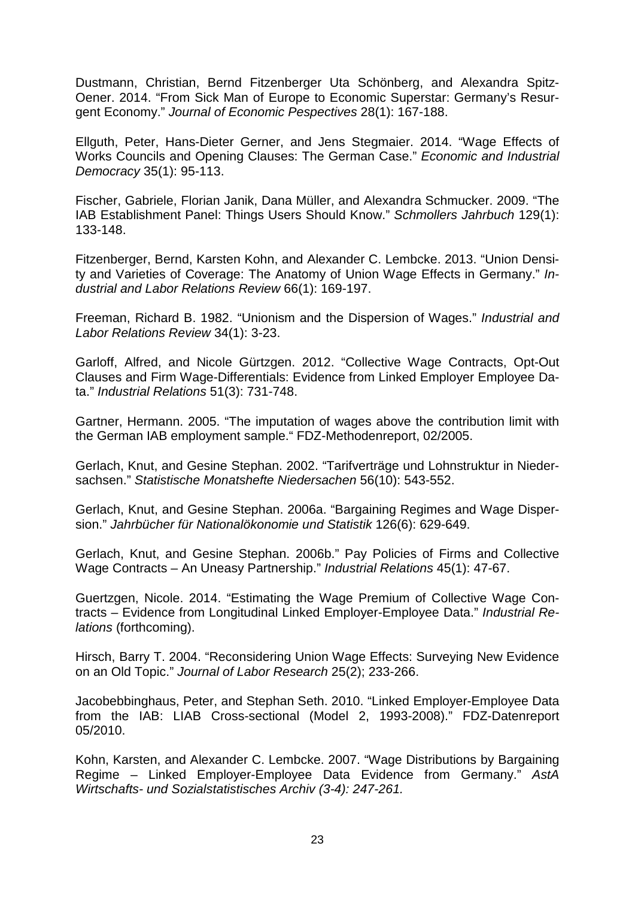Dustmann, Christian, Bernd Fitzenberger Uta Schönberg, and Alexandra Spitz-Oener. 2014. "From Sick Man of Europe to Economic Superstar: Germany's Resurgent Economy." *Journal of Economic Pespectives* 28(1): 167-188.

Ellguth, Peter, Hans-Dieter Gerner, and Jens Stegmaier. 2014. "Wage Effects of Works Councils and Opening Clauses: The German Case." *Economic and Industrial Democracy* 35(1): 95-113.

Fischer, Gabriele, Florian Janik, Dana Müller, and Alexandra Schmucker. 2009. "The IAB Establishment Panel: Things Users Should Know." *Schmollers Jahrbuch* 129(1): 133-148.

Fitzenberger, Bernd, Karsten Kohn, and Alexander C. Lembcke. 2013. "Union Density and Varieties of Coverage: The Anatomy of Union Wage Effects in Germany." *Industrial and Labor Relations Review* 66(1): 169-197.

Freeman, Richard B. 1982. "Unionism and the Dispersion of Wages." *Industrial and Labor Relations Review* 34(1): 3-23.

Garloff, Alfred, and Nicole Gürtzgen. 2012. "Collective Wage Contracts, Opt-Out Clauses and Firm Wage-Differentials: Evidence from Linked Employer Employee Data." *Industrial Relations* 51(3): 731-748.

Gartner, Hermann. 2005. "The imputation of wages above the contribution limit with the German IAB employment sample." FDZ-Methodenreport, 02/2005.

Gerlach, Knut, and Gesine Stephan. 2002. "Tarifverträge und Lohnstruktur in Niedersachsen." *Statistische Monatshefte Niedersachen* 56(10): 543-552.

Gerlach, Knut, and Gesine Stephan. 2006a. "Bargaining Regimes and Wage Dispersion." *Jahrbücher für Nationalökonomie und Statistik* 126(6): 629-649.

Gerlach, Knut, and Gesine Stephan. 2006b." Pay Policies of Firms and Collective Wage Contracts – An Uneasy Partnership." *Industrial Relations* 45(1): 47-67.

Guertzgen, Nicole. 2014. "Estimating the Wage Premium of Collective Wage Contracts – Evidence from Longitudinal Linked Employer-Employee Data." *Industrial Relations* (forthcoming).

Hirsch, Barry T. 2004. "Reconsidering Union Wage Effects: Surveying New Evidence on an Old Topic." *Journal of Labor Research* 25(2); 233-266.

Jacobebbinghaus, Peter, and Stephan Seth. 2010. "Linked Employer-Employee Data from the IAB: LIAB Cross-sectional (Model 2, 1993-2008)." FDZ-Datenreport 05/2010.

Kohn, Karsten, and Alexander C. Lembcke. 2007. "Wage Distributions by Bargaining Regime – Linked Employer-Employee Data Evidence from Germany." *AstA Wirtschafts- und Sozialstatistisches Archiv (3-4): 247-261.*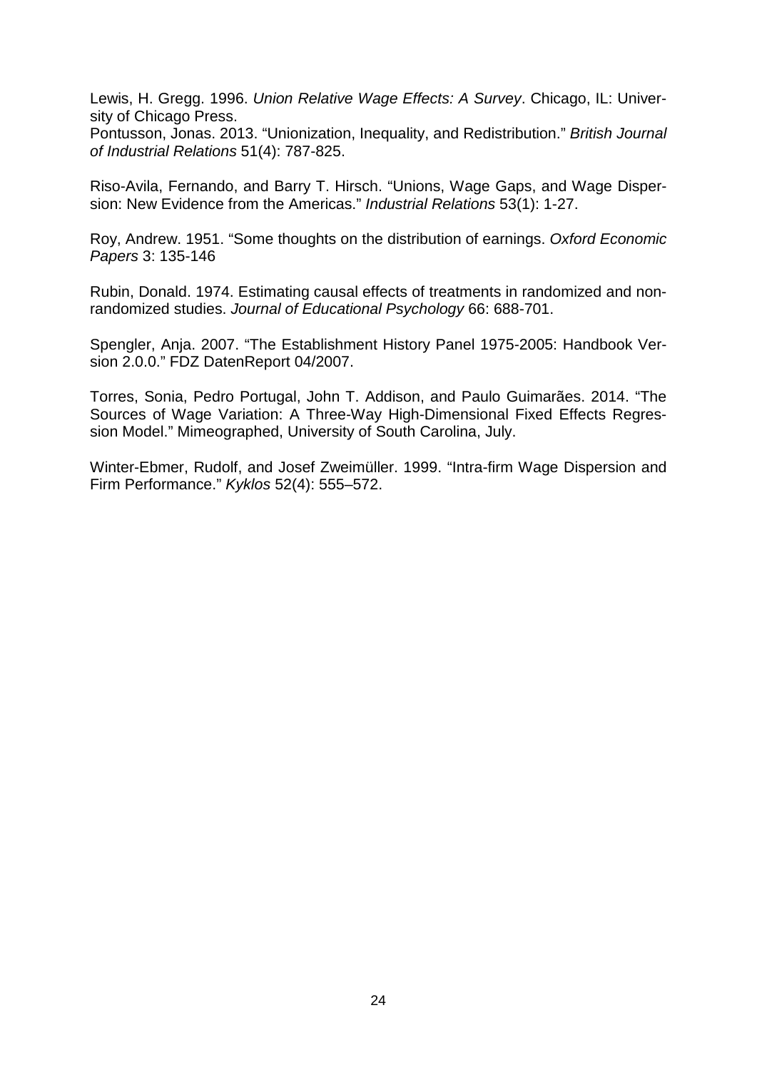Lewis, H. Gregg. 1996. *Union Relative Wage Effects: A Survey*. Chicago, IL: University of Chicago Press.

Pontusson, Jonas. 2013. "Unionization, Inequality, and Redistribution." *British Journal of Industrial Relations* 51(4): 787-825.

Riso-Avila, Fernando, and Barry T. Hirsch. "Unions, Wage Gaps, and Wage Dispersion: New Evidence from the Americas." *Industrial Relations* 53(1): 1-27.

Roy, Andrew. 1951. "Some thoughts on the distribution of earnings. *Oxford Economic Papers* 3: 135-146

Rubin, Donald. 1974. Estimating causal effects of treatments in randomized and non-randomized studies. *Journal of Educational Psychology* 66: 688-701.

Spengler, Anja. 2007. "The Establishment History Panel 1975-2005: Handbook Version 2.0.0." FDZ DatenReport 04/2007.

Torres, Sonia, Pedro Portugal, John T. Addison, and Paulo Guimarães. 2014. "The Sources of Wage Variation: A Three-Way High-Dimensional Fixed Effects Regression Model." Mimeographed, University of South Carolina, July.

Winter-Ebmer, Rudolf, and Josef Zweimüller. 1999. "Intra-firm Wage Dispersion and Firm Performance." *Kyklos* 52(4): 555–572.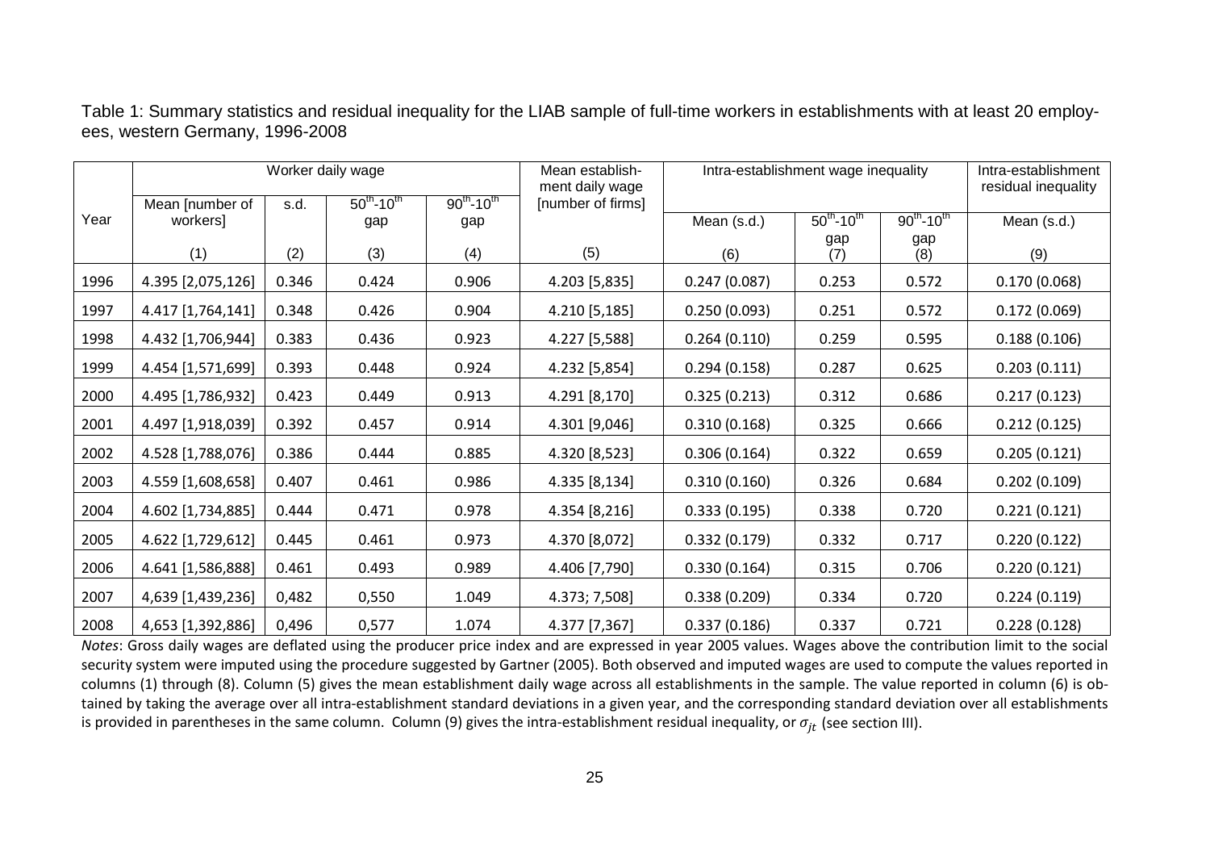Table 1: Summary statistics and residual inequality for the LIAB sample of full-time workers in establishments with at least 20 employees, western Germany, 1996-2008

| Year | Worker daily wage | | | | Mean establishment daily wage [number of firms] | Intra-establishment wage inequality | | | Intra-establishment residual inequality |
|---|---|---|---|---|---|---|---|---|---|
| | Mean [number of workers] | s.d. | $50^{th}$-$10^{th}$ gap | $90^{th}$-$10^{th}$ gap | | Mean (s.d.) | $50^{th}$-$10^{th}$ gap | $90^{th}$-$10^{th}$ gap | Mean (s.d.) |
| | (1) | (2) | (3) | (4) | (5) | (6) | (7) | (8) | (9) |
| 1996 | 4.395 [2,075,126] | 0.346 | 0.424 | 0.906 | 4.203 [5,835] | 0.247 (0.087) | 0.253 | 0.572 | 0.170 (0.068) |
| 1997 | 4.417 [1,764,141] | 0.348 | 0.426 | 0.904 | 4.210 [5,185] | 0.250 (0.093) | 0.251 | 0.572 | 0.172 (0.069) |
| 1998 | 4.432 [1,706,944] | 0.383 | 0.436 | 0.923 | 4.227 [5,588] | 0.264 (0.110) | 0.259 | 0.595 | 0.188 (0.106) |
| 1999 | 4.454 [1,571,699] | 0.393 | 0.448 | 0.924 | 4.232 [5,854] | 0.294 (0.158) | 0.287 | 0.625 | 0.203 (0.111) |
| 2000 | 4.495 [1,786,932] | 0.423 | 0.449 | 0.913 | 4.291 [8,170] | 0.325 (0.213) | 0.312 | 0.686 | 0.217 (0.123) |
| 2001 | 4.497 [1,918,039] | 0.392 | 0.457 | 0.914 | 4.301 [9,046] | 0.310 (0.168) | 0.325 | 0.666 | 0.212 (0.125) |
| 2002 | 4.528 [1,788,076] | 0.386 | 0.444 | 0.885 | 4.320 [8,523] | 0.306 (0.164) | 0.322 | 0.659 | 0.205 (0.121) |
| 2003 | 4.559 [1,608,658] | 0.407 | 0.461 | 0.986 | 4.335 [8,134] | 0.310 (0.160) | 0.326 | 0.684 | 0.202 (0.109) |
| 2004 | 4.602 [1,734,885] | 0.444 | 0.471 | 0.978 | 4.354 [8,216] | 0.333 (0.195) | 0.338 | 0.720 | 0.221 (0.121) |
| 2005 | 4.622 [1,729,612] | 0.445 | 0.461 | 0.973 | 4.370 [8,072] | 0.332 (0.179) | 0.332 | 0.717 | 0.220 (0.122) |
| 2006 | 4.641 [1,586,888] | 0.461 | 0.493 | 0.989 | 4.406 [7,790] | 0.330 (0.164) | 0.315 | 0.706 | 0.220 (0.121) |
| 2007 | 4,639 [1,439,236] | 0,482 | 0,550 | 1.049 | 4.373; 7,508] | 0.338 (0.209) | 0.334 | 0.720 | 0.224 (0.119) |
| 2008 | 4,653 [1,392,886] | 0,496 | 0,577 | 1.074 | 4.377 [7,367] | 0.337 (0.186) | 0.337 | 0.721 | 0.228 (0.128) |

*Notes*: Gross daily wages are deflated using the producer price index and are expressed in year 2005 values. Wages above the contribution limit to the social security system were imputed using the procedure suggested by Gartner (2005). Both observed and imputed wages are used to compute the values reported in columns (1) through (8). Column (5) gives the mean establishment daily wage across all establishments in the sample. The value reported in column (6) is obtained by taking the average over all intra-establishment standard deviations in a given year, and the corresponding standard deviation over all establishments is provided in parentheses in the same column. Column (9) gives the intra-establishment residual inequality, or $\sigma_{jt}$ (see section III).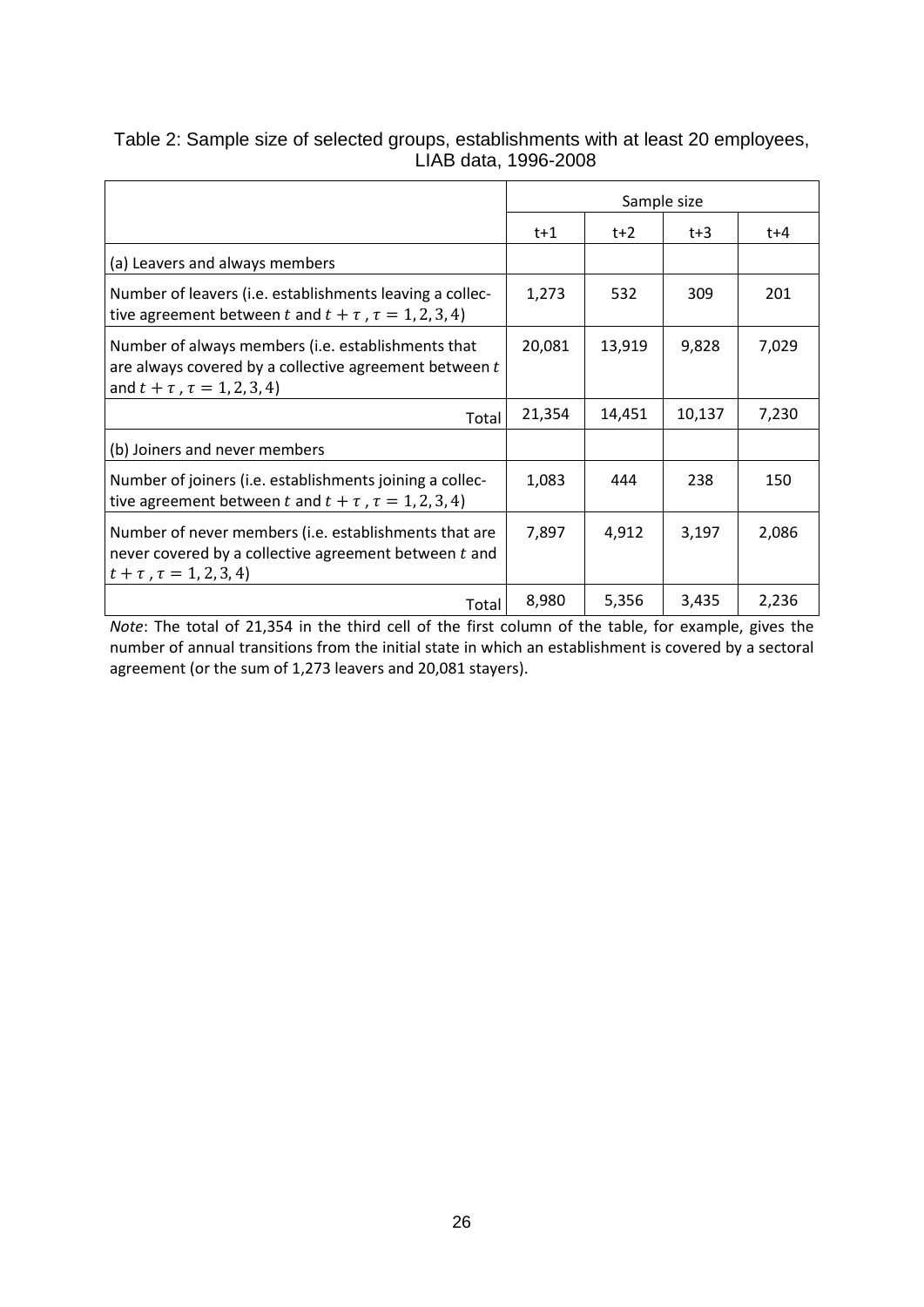Table 2: Sample size of selected groups, establishments with at least 20 employees, LIAB data, 1996-2008

| | Sample size | | | |
|---|---|---|---|---|
| | t+1 | t+2 | t+3 | t+4 |
| (a) Leavers and always members | | | | |
| Number of leavers (i.e. establishments leaving a collective agreement between $t$ and $t + \tau$ , $\tau = 1, 2, 3, 4$) | 1,273 | 532 | 309 | 201 |
| Number of always members (i.e. establishments that are always covered by a collective agreement between $t$ and $t + \tau$ , $\tau = 1, 2, 3, 4$) | 20,081 | 13,919 | 9,828 | 7,029 |
| Total | 21,354 | 14,451 | 10,137 | 7,230 |
| (b) Joiners and never members | | | | |
| Number of joiners (i.e. establishments joining a collective agreement between $t$ and $t + \tau$ , $\tau = 1, 2, 3, 4$) | 1,083 | 444 | 238 | 150 |
| Number of never members (i.e. establishments that are never covered by a collective agreement between $t$ and $t + \tau$ , $\tau = 1, 2, 3, 4$) | 7,897 | 4,912 | 3,197 | 2,086 |
| Total | 8,980 | 5,356 | 3,435 | 2,236 |

*Note*: The total of 21,354 in the third cell of the first column of the table, for example, gives the number of annual transitions from the initial state in which an establishment is covered by a sectoral agreement (or the sum of 1,273 leavers and 20,081 stayers).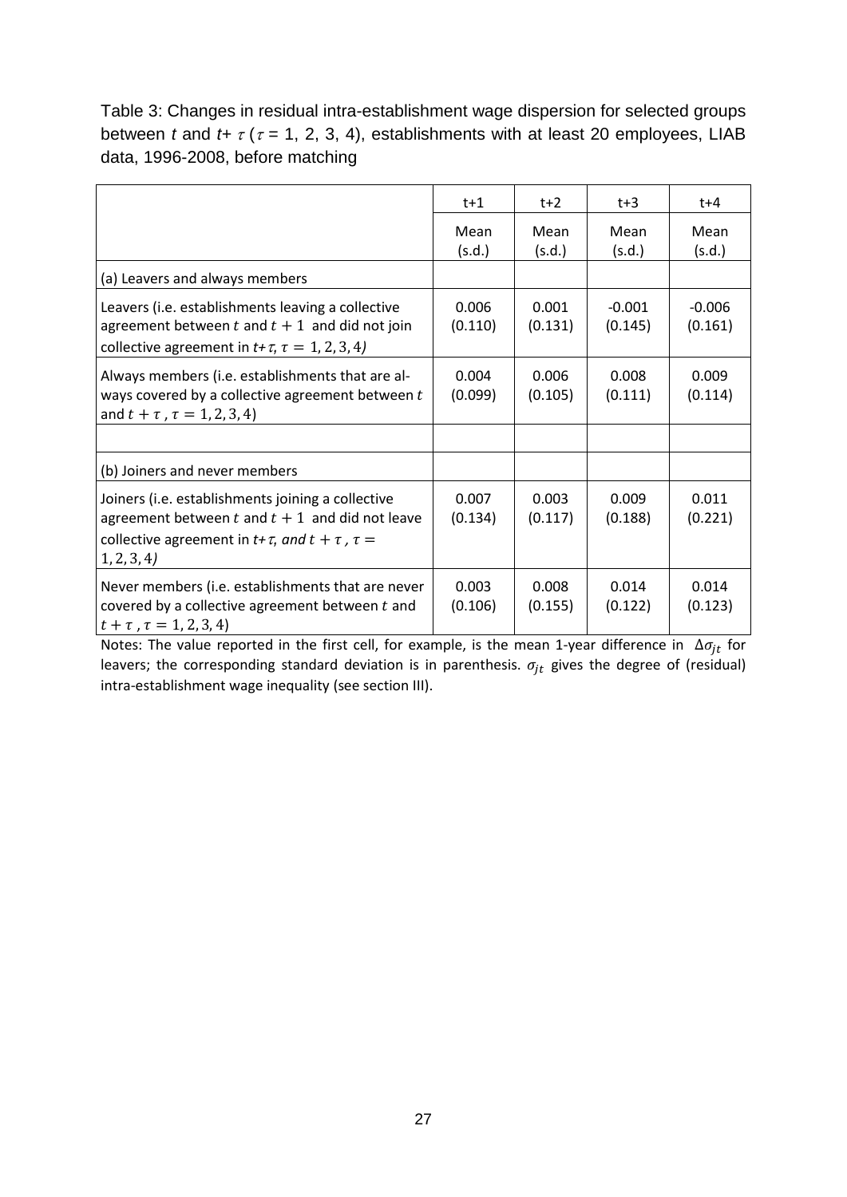Table 3: Changes in residual intra-establishment wage dispersion for selected groups between $t$ and $t+\tau$ ($\tau$ = 1, 2, 3, 4), establishments with at least 20 employees, LIAB data, 1996-2008, before matching

| | t+1 | t+2 | t+3 | t+4 |
|---|---|---|---|---|
| | Mean (s.d.) | Mean (s.d.) | Mean (s.d.) | Mean (s.d.) |
| (a) Leavers and always members | | | | |
| Leavers (i.e. establishments leaving a collective agreement between $t$ and $t+1$ and did not join collective agreement in $t+\tau$, $\tau = 1, 2, 3, 4$) | 0.006 (0.110) | 0.001 (0.131) | -0.001 (0.145) | -0.006 (0.161) |
| Always members (i.e. establishments that are always covered by a collective agreement between $t$ and $t+\tau$, $\tau = 1, 2, 3, 4$) | 0.004 (0.099) | 0.006 (0.105) | 0.008 (0.111) | 0.009 (0.114) |
| | | | | |
| (b) Joiners and never members | | | | |
| Joiners (i.e. establishments joining a collective agreement between $t$ and $t+1$ and did not leave collective agreement in $t+\tau$, *and* $t+\tau$, $\tau = 1, 2, 3, 4$) | 0.007 (0.134) | 0.003 (0.117) | 0.009 (0.188) | 0.011 (0.221) |
| Never members (i.e. establishments that are never covered by a collective agreement between $t$ and $t+\tau$, $\tau = 1, 2, 3, 4$) | 0.003 (0.106) | 0.008 (0.155) | 0.014 (0.122) | 0.014 (0.123) |

Notes: The value reported in the first cell, for example, is the mean 1-year difference in $\Delta\sigma_{jt}$ for leavers; the corresponding standard deviation is in parenthesis. $\sigma_{jt}$ gives the degree of (residual) intra-establishment wage inequality (see section III).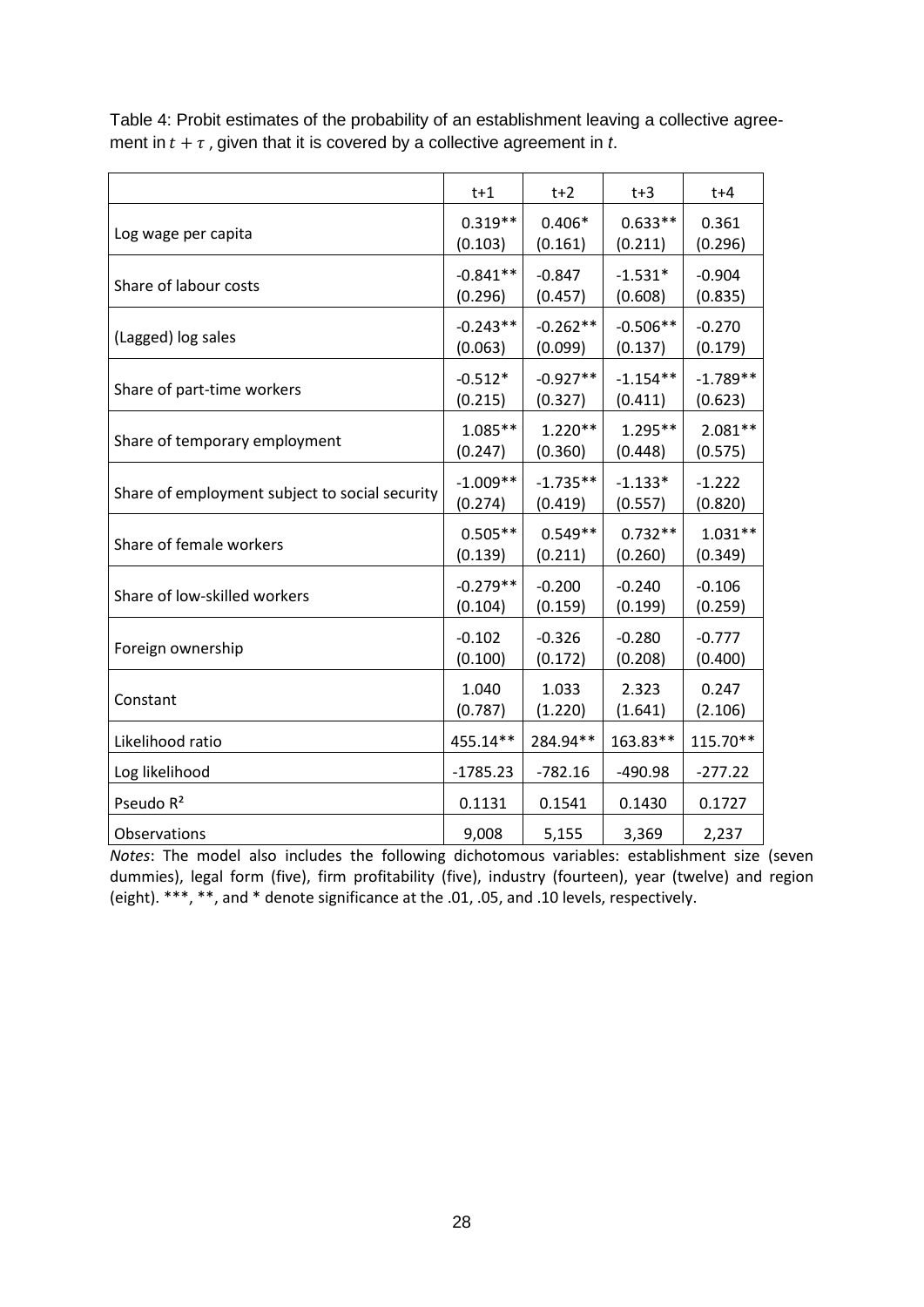Table 4: Probit estimates of the probability of an establishment leaving a collective agreement in $t + \tau$, given that it is covered by a collective agreement in *t*.

| | t+1 | t+2 | t+3 | t+4 |
|---|---|---|---|---|
| Log wage per capita | 0.319** (0.103) | 0.406* (0.161) | 0.633** (0.211) | 0.361 (0.296) |
| Share of labour costs | -0.841** (0.296) | -0.847 (0.457) | -1.531* (0.608) | -0.904 (0.835) |
| (Lagged) log sales | -0.243** (0.063) | -0.262** (0.099) | -0.506** (0.137) | -0.270 (0.179) |
| Share of part-time workers | -0.512* (0.215) | -0.927** (0.327) | -1.154** (0.411) | -1.789** (0.623) |
| Share of temporary employment | 1.085** (0.247) | 1.220** (0.360) | 1.295** (0.448) | 2.081** (0.575) |
| Share of employment subject to social security | -1.009** (0.274) | -1.735** (0.419) | -1.133* (0.557) | -1.222 (0.820) |
| Share of female workers | 0.505** (0.139) | 0.549** (0.211) | 0.732** (0.260) | 1.031** (0.349) |
| Share of low-skilled workers | -0.279** (0.104) | -0.200 (0.159) | -0.240 (0.199) | -0.106 (0.259) |
| Foreign ownership | -0.102 (0.100) | -0.326 (0.172) | -0.280 (0.208) | -0.777 (0.400) |
| Constant | 1.040 (0.787) | 1.033 (1.220) | 2.323 (1.641) | 0.247 (2.106) |
| Likelihood ratio | 455.14** | 284.94** | 163.83** | 115.70** |
| Log likelihood | -1785.23 | -782.16 | -490.98 | -277.22 |
| Pseudo $R^2$ | 0.1131 | 0.1541 | 0.1430 | 0.1727 |
| Observations | 9,008 | 5,155 | 3,369 | 2,237 |

*Notes*: The model also includes the following dichotomous variables: establishment size (seven dummies), legal form (five), firm profitability (five), industry (fourteen), year (twelve) and region (eight). ***, **, and * denote significance at the .01, .05, and .10 levels, respectively.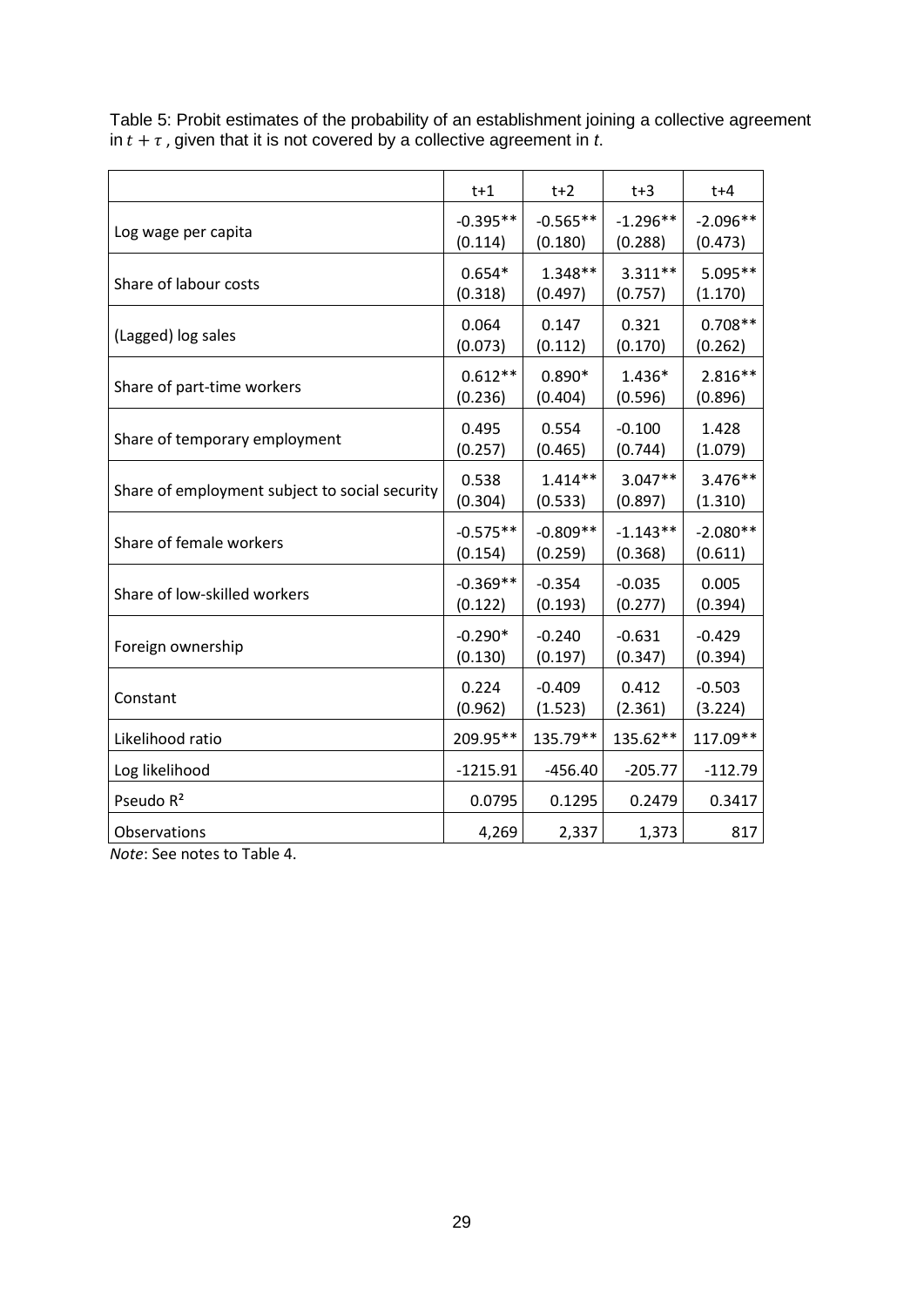Table 5: Probit estimates of the probability of an establishment joining a collective agreement in $t + \tau$ , given that it is not covered by a collective agreement in *t*.

| | t+1 | t+2 | t+3 | t+4 |
|---|---|---|---|---|
| Log wage per capita | -0.395**<br>(0.114) | -0.565**<br>(0.180) | -1.296**<br>(0.288) | -2.096**<br>(0.473) |
| Share of labour costs | 0.654*<br>(0.318) | 1.348**<br>(0.497) | 3.311**<br>(0.757) | 5.095**<br>(1.170) |
| (Lagged) log sales | 0.064<br>(0.073) | 0.147<br>(0.112) | 0.321<br>(0.170) | 0.708**<br>(0.262) |
| Share of part-time workers | 0.612**<br>(0.236) | 0.890*<br>(0.404) | 1.436*<br>(0.596) | 2.816**<br>(0.896) |
| Share of temporary employment | 0.495<br>(0.257) | 0.554<br>(0.465) | -0.100<br>(0.744) | 1.428<br>(1.079) |
| Share of employment subject to social security | 0.538<br>(0.304) | 1.414**<br>(0.533) | 3.047**<br>(0.897) | 3.476**<br>(1.310) |
| Share of female workers | -0.575**<br>(0.154) | -0.809**<br>(0.259) | -1.143**<br>(0.368) | -2.080**<br>(0.611) |
| Share of low-skilled workers | -0.369**<br>(0.122) | -0.354<br>(0.193) | -0.035<br>(0.277) | 0.005<br>(0.394) |
| Foreign ownership | -0.290*<br>(0.130) | -0.240<br>(0.197) | -0.631<br>(0.347) | -0.429<br>(0.394) |
| Constant | 0.224<br>(0.962) | -0.409<br>(1.523) | 0.412<br>(2.361) | -0.503<br>(3.224) |
| Likelihood ratio | 209.95** | 135.79** | 135.62** | 117.09** |
| Log likelihood | -1215.91 | -456.40 | -205.77 | -112.79 |
| Pseudo $R^2$ | 0.0795 | 0.1295 | 0.2479 | 0.3417 |
| Observations | 4,269 | 2,337 | 1,373 | 817 |

*Note*: See notes to Table 4.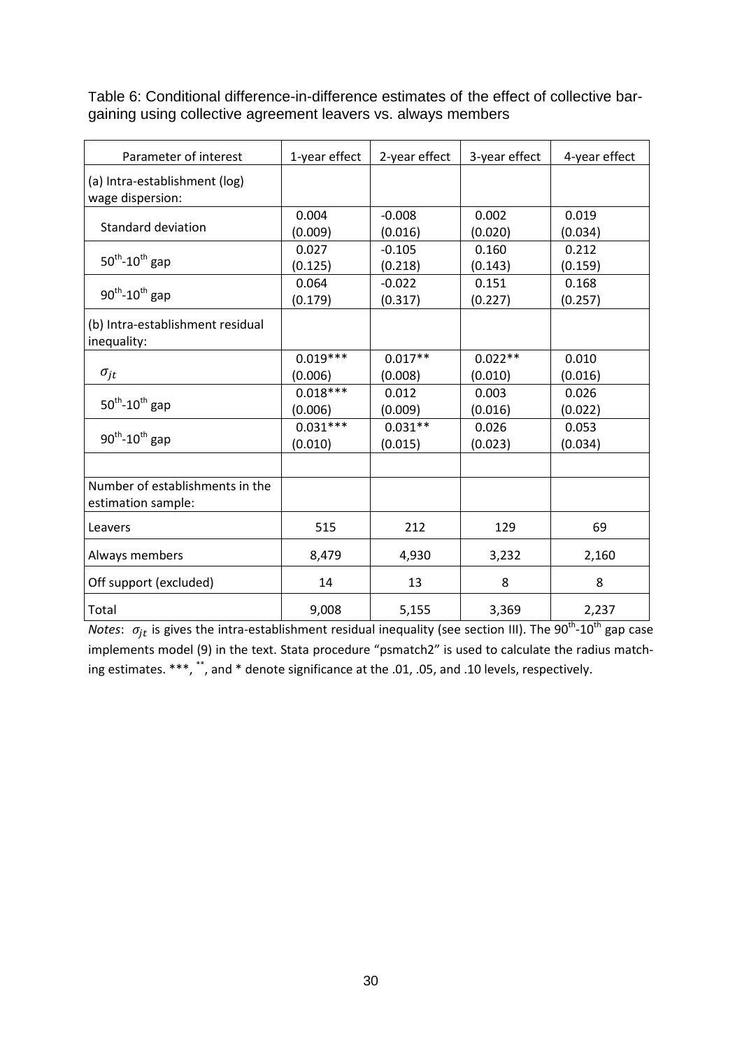Table 6: Conditional difference-in-difference estimates of the effect of collective bargaining using collective agreement leavers vs. always members

| Parameter of interest | 1-year effect | 2-year effect | 3-year effect | 4-year effect |
|---|---|---|---|---|
| (a) Intra-establishment (log) wage dispersion: | | | | |
| Standard deviation | 0.004<br>(0.009) | -0.008<br>(0.016) | 0.002<br>(0.020) | 0.019<br>(0.034) |
| $50^{th}$-$10^{th}$ gap | 0.027<br>(0.125) | -0.105<br>(0.218) | 0.160<br>(0.143) | 0.212<br>(0.159) |
| $90^{th}$-$10^{th}$ gap | 0.064<br>(0.179) | -0.022<br>(0.317) | 0.151<br>(0.227) | 0.168<br>(0.257) |
| (b) Intra-establishment residual inequality: | | | | |
| $\sigma_{jt}$ | 0.019***<br>(0.006) | 0.017**<br>(0.008) | 0.022**<br>(0.010) | 0.010<br>(0.016) |
| $50^{th}$-$10^{th}$ gap | 0.018***<br>(0.006) | 0.012<br>(0.009) | 0.003<br>(0.016) | 0.026<br>(0.022) |
| $90^{th}$-$10^{th}$ gap | 0.031***<br>(0.010) | 0.031**<br>(0.015) | 0.026<br>(0.023) | 0.053<br>(0.034) |
| | | | | |
| Number of establishments in the estimation sample: | | | | |
| Leavers | 515 | 212 | 129 | 69 |
| Always members | 8,479 | 4,930 | 3,232 | 2,160 |
| Off support (excluded) | 14 | 13 | 8 | 8 |
| Total | 9,008 | 5,155 | 3,369 | 2,237 |

*Notes*: $\sigma_{jt}$ is gives the intra-establishment residual inequality (see section III). The $90^{th}$-$10^{th}$ gap case implements model (9) in the text. Stata procedure "psmatch2" is used to calculate the radius matching estimates. ***, **, and * denote significance at the .01, .05, and .10 levels, respectively.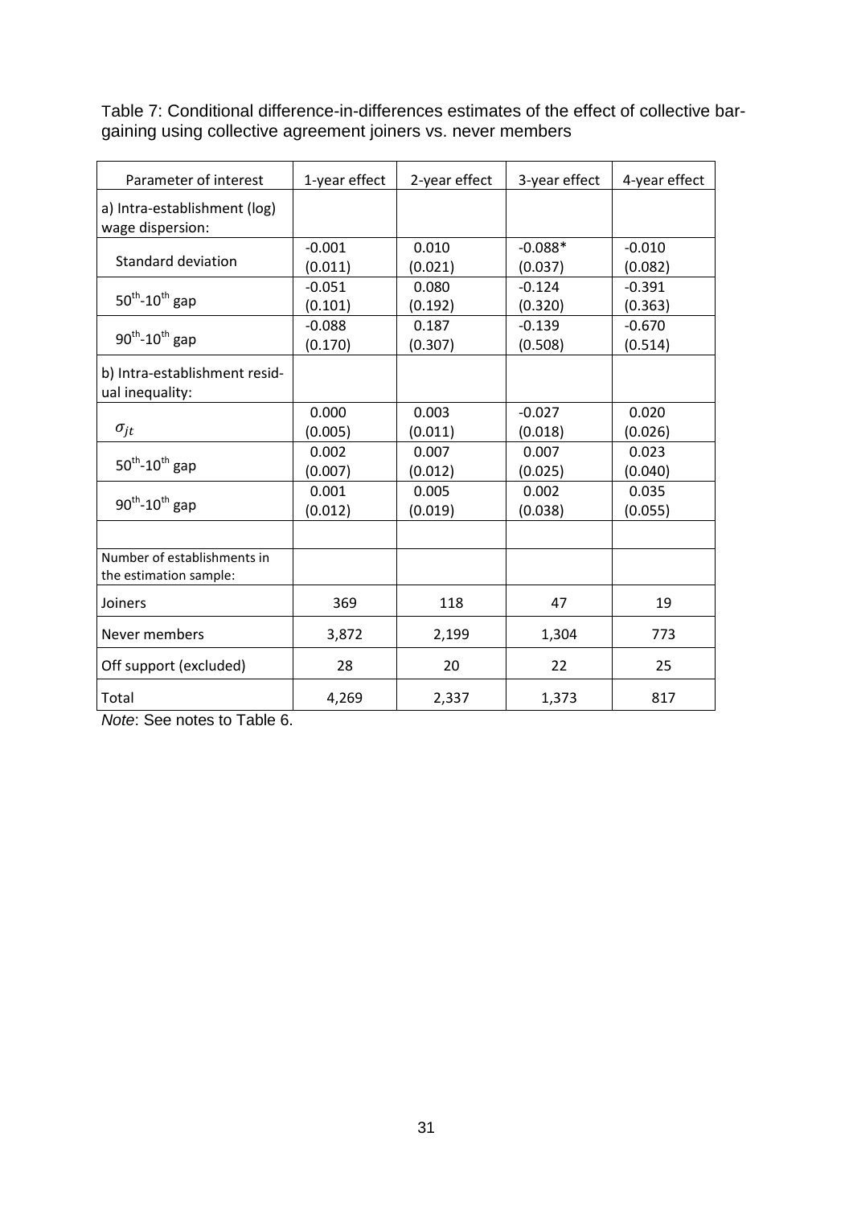Table 7: Conditional difference-in-differences estimates of the effect of collective bargaining using collective agreement joiners vs. never members

| Parameter of interest | 1-year effect | 2-year effect | 3-year effect | 4-year effect |
|---|---|---|---|---|
| a) Intra-establishment (log) wage dispersion: | | | | |
| Standard deviation | -0.001<br>(0.011) | 0.010<br>(0.021) | -0.088*<br>(0.037) | -0.010<br>(0.082) |
| $50^{th}$-$10^{th}$ gap | -0.051<br>(0.101) | 0.080<br>(0.192) | -0.124<br>(0.320) | -0.391<br>(0.363) |
| $90^{th}$-$10^{th}$ gap | -0.088<br>(0.170) | 0.187<br>(0.307) | -0.139<br>(0.508) | -0.670<br>(0.514) |
| b) Intra-establishment residual inequality: | | | | |
| $\sigma_{jt}$ | 0.000<br>(0.005) | 0.003<br>(0.011) | -0.027<br>(0.018) | 0.020<br>(0.026) |
| $50^{th}$-$10^{th}$ gap | 0.002<br>(0.007) | 0.007<br>(0.012) | 0.007<br>(0.025) | 0.023<br>(0.040) |
| $90^{th}$-$10^{th}$ gap | 0.001<br>(0.012) | 0.005<br>(0.019) | 0.002<br>(0.038) | 0.035<br>(0.055) |
| | | | | |
| Number of establishments in the estimation sample: | | | | |
| Joiners | 369 | 118 | 47 | 19 |
| Never members | 3,872 | 2,199 | 1,304 | 773 |
| Off support (excluded) | 28 | 20 | 22 | 25 |
| Total | 4,269 | 2,337 | 1,373 | 817 |

*Note*: See notes to Table 6.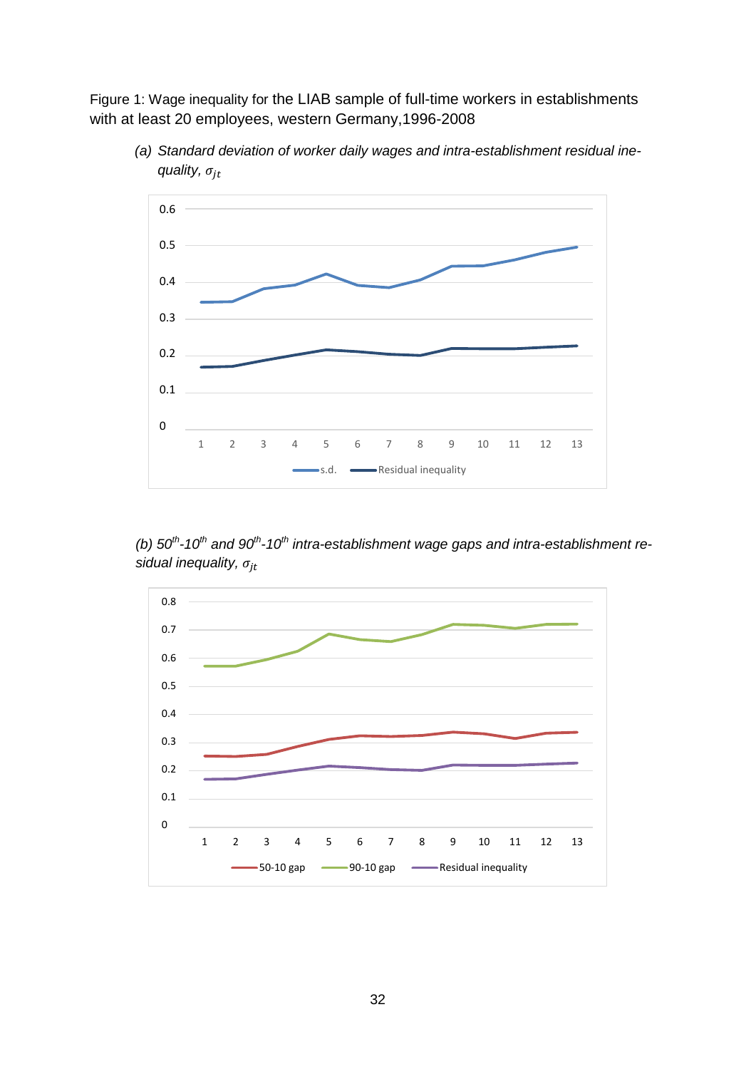Figure 1: Wage inequality for the LIAB sample of full-time workers in establishments with at least 20 employees, western Germany,1996-2008

*(a) Standard deviation of worker daily wages and intra-establishment residual inequality, $\sigma_{jt}$*

*(b) 50th-10th and 90th-10th intra-establishment wage gaps and intra-establishment residual inequality, $\sigma_{jt}$*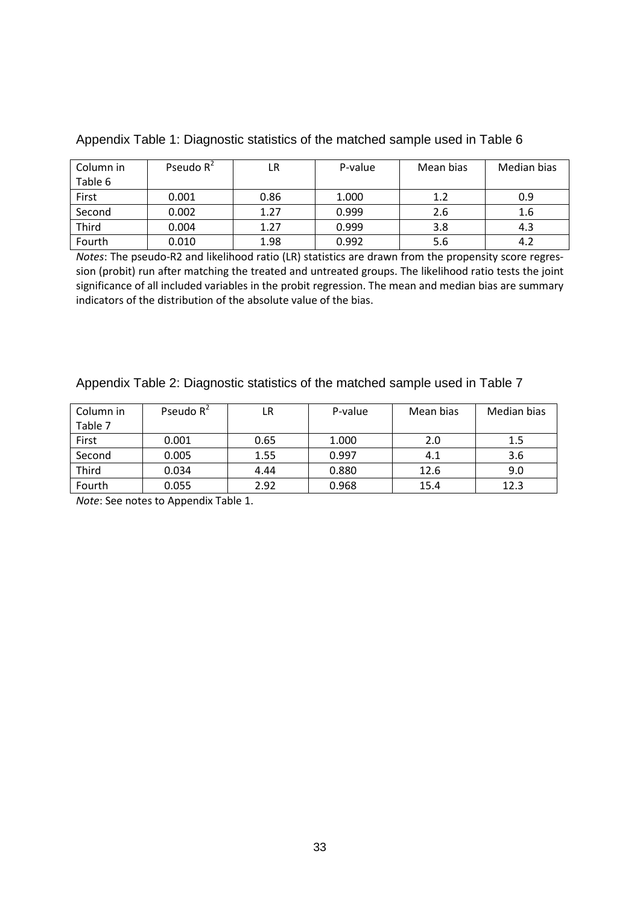Appendix Table 1: Diagnostic statistics of the matched sample used in Table 6

| Column in Table 6 | Pseudo $R^2$ | LR | P-value | Mean bias | Median bias |
|---|---|---|---|---|---|
| First | 0.001 | 0.86 | 1.000 | 1.2 | 0.9 |
| Second | 0.002 | 1.27 | 0.999 | 2.6 | 1.6 |
| Third | 0.004 | 1.27 | 0.999 | 3.8 | 4.3 |
| Fourth | 0.010 | 1.98 | 0.992 | 5.6 | 4.2 |

*Notes*: The pseudo-R2 and likelihood ratio (LR) statistics are drawn from the propensity score regression (probit) run after matching the treated and untreated groups. The likelihood ratio tests the joint significance of all included variables in the probit regression. The mean and median bias are summary indicators of the distribution of the absolute value of the bias.

Appendix Table 2: Diagnostic statistics of the matched sample used in Table 7

| Column in Table 7 | Pseudo $R^2$ | LR | P-value | Mean bias | Median bias |
|---|---|---|---|---|---|
| First | 0.001 | 0.65 | 1.000 | 2.0 | 1.5 |
| Second | 0.005 | 1.55 | 0.997 | 4.1 | 3.6 |
| Third | 0.034 | 4.44 | 0.880 | 12.6 | 9.0 |
| Fourth | 0.055 | 2.92 | 0.968 | 15.4 | 12.3 |

*Note*: See notes to Appendix Table 1.